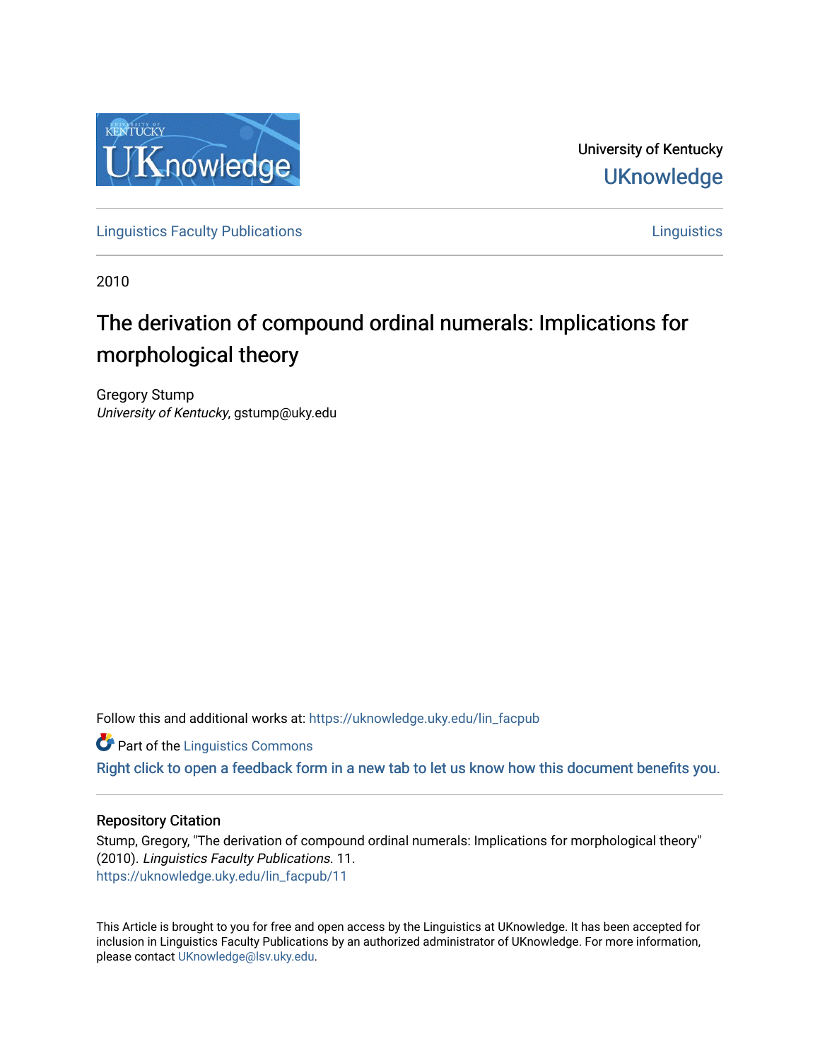University of Kentucky

UKnowledge

Linguistics Faculty Publications | Linguistics

2010

# The derivation of compound ordinal numerals: Implications for morphological theory

Gregory Stump
*University of Kentucky*, gstump@uky.edu

Follow this and additional works at: https://uknowledge.uky.edu/lin_facpub

Part of the Linguistics Commons

Right click to open a feedback form in a new tab to let us know how this document benefits you.

## Repository Citation

Stump, Gregory, "The derivation of compound ordinal numerals: Implications for morphological theory" (2010). *Linguistics Faculty Publications*. 11.
https://uknowledge.uky.edu/lin_facpub/11

This Article is brought to you for free and open access by the Linguistics at UKnowledge. It has been accepted for inclusion in Linguistics Faculty Publications by an authorized administrator of UKnowledge. For more information, please contact UKnowledge@lsv.uky.edu.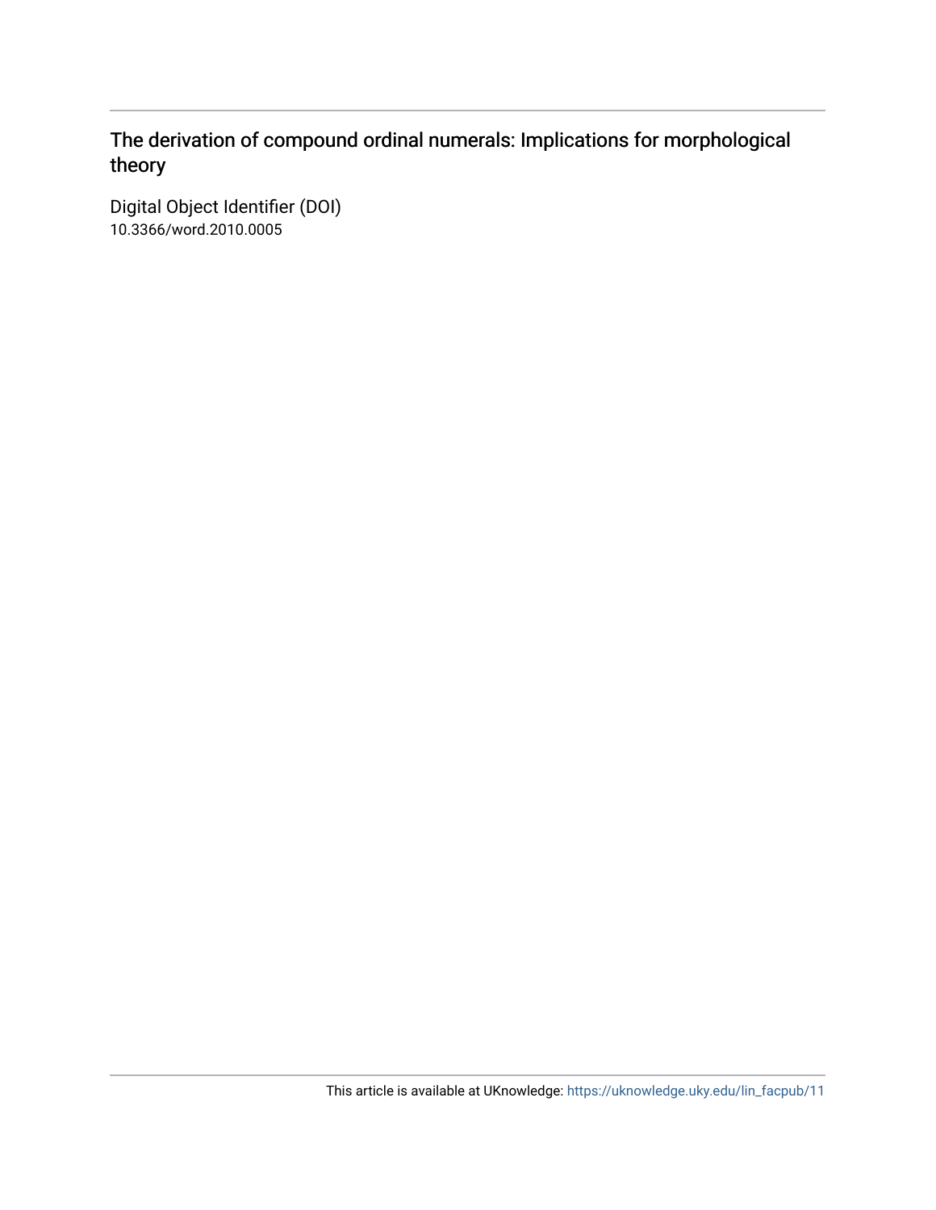# The derivation of compound ordinal numerals: Implications for morphological theory

Digital Object Identifier (DOI)
10.3366/word.2010.0005

This article is available at UKnowledge: https://uknowledge.uky.edu/lin_facpub/11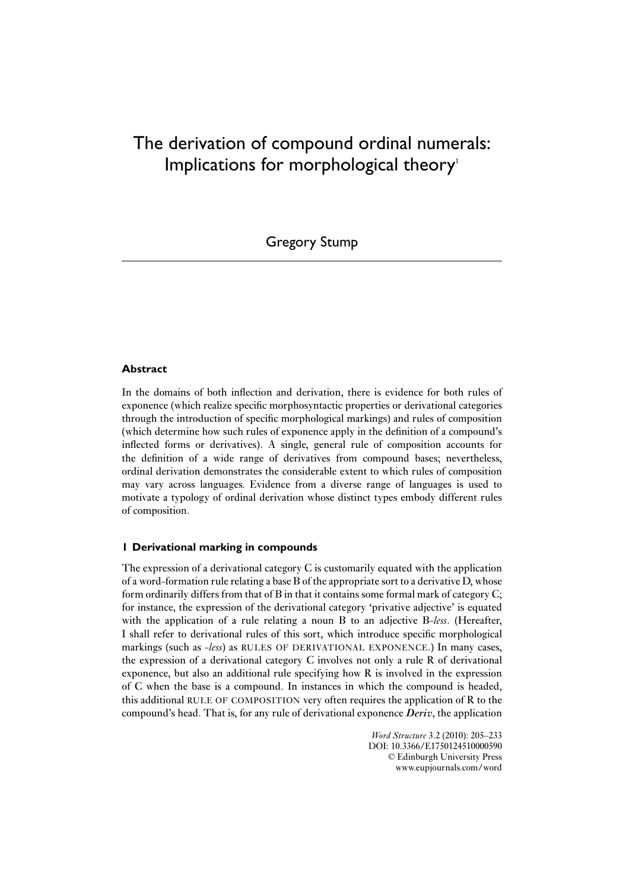# The derivation of compound ordinal numerals: Implications for morphological theory[1]

Gregory Stump

### Abstract

In the domains of both inflection and derivation, there is evidence for both rules of exponence (which realize specific morphosyntactic properties or derivational categories through the introduction of specific morphological markings) and rules of composition (which determine how such rules of exponence apply in the definition of a compound's inflected forms or derivatives). A single, general rule of composition accounts for the definition of a wide range of derivatives from compound bases; nevertheless, ordinal derivation demonstrates the considerable extent to which rules of composition may vary across languages. Evidence from a diverse range of languages is used to motivate a typology of ordinal derivation whose distinct types embody different rules of composition.

### 1 Derivational marking in compounds

The expression of a derivational category C is customarily equated with the application of a word-formation rule relating a base B of the appropriate sort to a derivative D, whose form ordinarily differs from that of B in that it contains some formal mark of category C; for instance, the expression of the derivational category 'privative adjective' is equated with the application of a rule relating a noun B to an adjective B-*less*. (Hereafter, I shall refer to derivational rules of this sort, which introduce specific morphological markings (such as -*less*) as RULES OF DERIVATIONAL EXPONENCE.) In many cases, the expression of a derivational category C involves not only a rule R of derivational exponence, but also an additional rule specifying how R is involved in the expression of C when the base is a compound. In instances in which the compound is headed, this additional RULE OF COMPOSITION very often requires the application of R to the compound's head. That is, for any rule of derivational exponence ***Deriv***, the application

*Word Structure* 3.2 (2010): 205–233
DOI: 10.3366/E1750124510000590
© Edinburgh University Press
www.eupjournals.com/word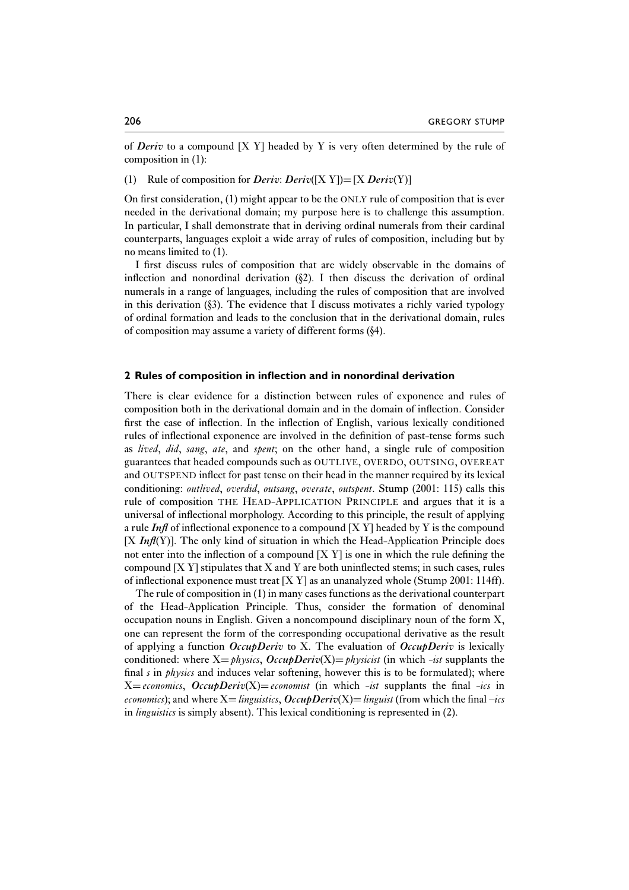of ***Deriv*** to a compound [X Y] headed by Y is very often determined by the rule of composition in (1):

(1) Rule of composition for ***Deriv***: ***Deriv***([X Y]) = [X ***Deriv***(Y)]

On first consideration, (1) might appear to be the ONLY rule of composition that is ever needed in the derivational domain; my purpose here is to challenge this assumption. In particular, I shall demonstrate that in deriving ordinal numerals from their cardinal counterparts, languages exploit a wide array of rules of composition, including but by no means limited to (1).

I first discuss rules of composition that are widely observable in the domains of inflection and nonordinal derivation (§2). I then discuss the derivation of ordinal numerals in a range of languages, including the rules of composition that are involved in this derivation (§3). The evidence that I discuss motivates a richly varied typology of ordinal formation and leads to the conclusion that in the derivational domain, rules of composition may assume a variety of different forms (§4).

## 2 Rules of composition in inflection and in nonordinal derivation

There is clear evidence for a distinction between rules of exponence and rules of composition both in the derivational domain and in the domain of inflection. Consider first the case of inflection. In the inflection of English, various lexically conditioned rules of inflectional exponence are involved in the definition of past-tense forms such as *lived*, *did*, *sang*, *ate*, and *spent*; on the other hand, a single rule of composition guarantees that headed compounds such as OUTLIVE, OVERDO, OUTSING, OVEREAT and OUTSPEND inflect for past tense on their head in the manner required by its lexical conditioning: *outlived*, *overdid*, *outsang*, *overate*, *outspent*. Stump (2001: 115) calls this rule of composition THE HEAD-APPLICATION PRINCIPLE and argues that it is a universal of inflectional morphology. According to this principle, the result of applying a rule ***Infl*** of inflectional exponence to a compound [X Y] headed by Y is the compound [X ***Infl***(Y)]. The only kind of situation in which the Head-Application Principle does not enter into the inflection of a compound [X Y] is one in which the rule defining the compound [X Y] stipulates that X and Y are both uninflected stems; in such cases, rules of inflectional exponence must treat [X Y] as an unanalyzed whole (Stump 2001: 114ff).

The rule of composition in (1) in many cases functions as the derivational counterpart of the Head-Application Principle. Thus, consider the formation of denominal occupation nouns in English. Given a noncompound disciplinary noun of the form X, one can represent the form of the corresponding occupational derivative as the result of applying a function ***OccupDeriv*** to X. The evaluation of ***OccupDeriv*** is lexically conditioned: where X = *physics*, ***OccupDeriv***(X) = *physicist* (in which *-ist* supplants the final *s* in *physics* and induces velar softening, however this is to be formulated); where X = *economics*, ***OccupDeriv***(X) = *economist* (in which *-ist* supplants the final *-ics* in *economics*); and where X = *linguistics*, ***OccupDeriv***(X) = *linguist* (from which the final *–ics* in *linguistics* is simply absent). This lexical conditioning is represented in (2).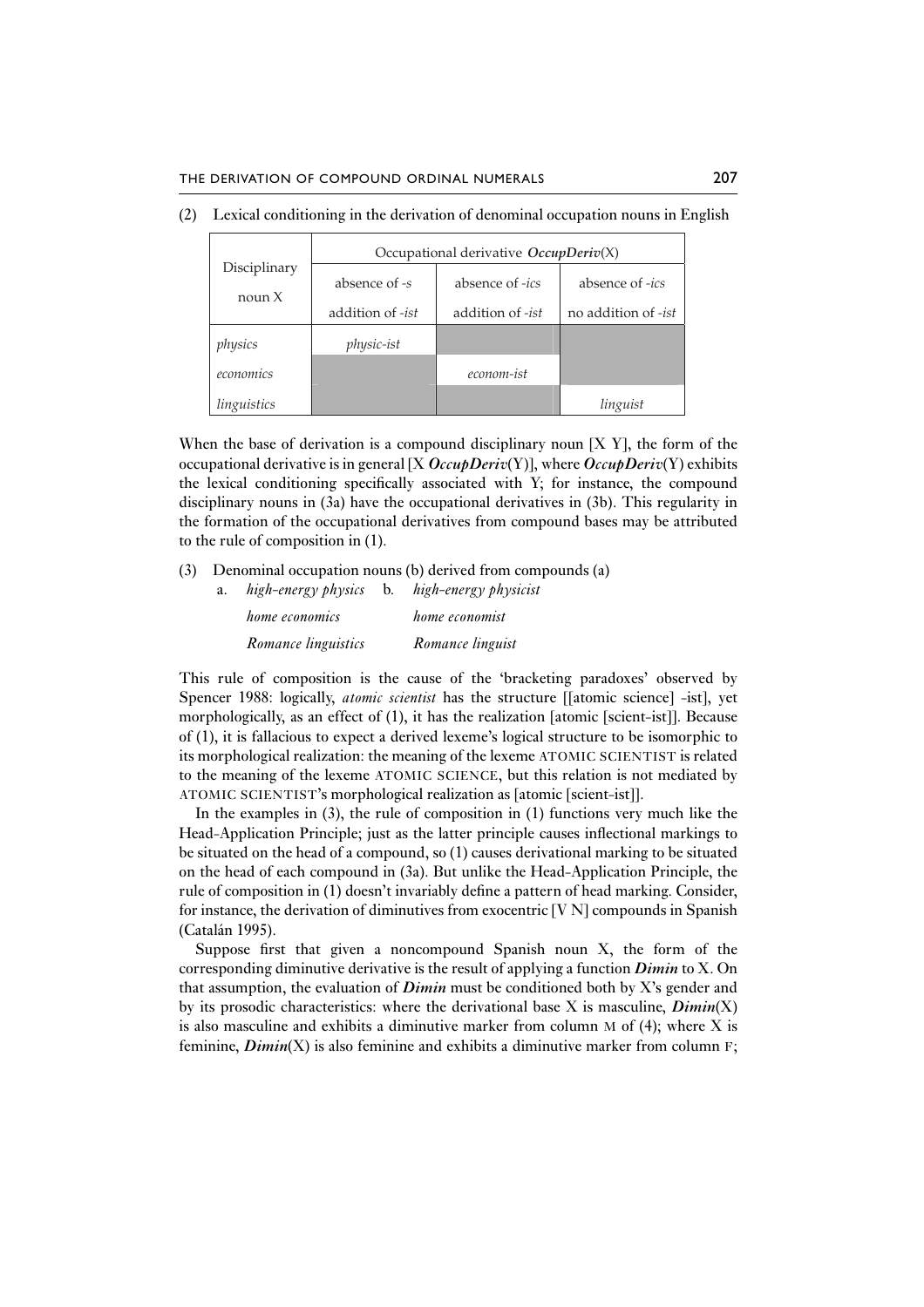(2) Lexical conditioning in the derivation of denominal occupation nouns in English

| Disciplinary noun X | Occupational derivative ***OccupDeriv***(X) | | |
|---|---|---|---|
| | absence of *-s* addition of *-ist* | absence of *-ics* addition of *-ist* | absence of *-ics* no addition of *-ist* |
| *physics* | *physic-ist* | | |
| *economics* | | *econom-ist* | |
| *linguistics* | | | *linguist* |

When the base of derivation is a compound disciplinary noun [X Y], the form of the occupational derivative is in general [X ***OccupDeriv***(Y)], where ***OccupDeriv***(Y) exhibits the lexical conditioning specifically associated with Y; for instance, the compound disciplinary nouns in (3a) have the occupational derivatives in (3b). This regularity in the formation of the occupational derivatives from compound bases may be attributed to the rule of composition in (1).

(3) Denominal occupation nouns (b) derived from compounds (a)

| | a. | | b. |
|---|---|---|---|
| | *high-energy physics* | | *high-energy physicist* |
| | *home economics* | | *home economist* |
| | *Romance linguistics* | | *Romance linguist* |

This rule of composition is the cause of the 'bracketing paradoxes' observed by Spencer 1988: logically, *atomic scientist* has the structure [[atomic science] -ist], yet morphologically, as an effect of (1), it has the realization [atomic [scient-ist]]. Because of (1), it is fallacious to expect a derived lexeme's logical structure to be isomorphic to its morphological realization: the meaning of the lexeme ATOMIC SCIENTIST is related to the meaning of the lexeme ATOMIC SCIENCE, but this relation is not mediated by ATOMIC SCIENTIST's morphological realization as [atomic [scient-ist]].

In the examples in (3), the rule of composition in (1) functions very much like the Head-Application Principle; just as the latter principle causes inflectional markings to be situated on the head of a compound, so (1) causes derivational marking to be situated on the head of each compound in (3a). But unlike the Head-Application Principle, the rule of composition in (1) doesn't invariably define a pattern of head marking. Consider, for instance, the derivation of diminutives from exocentric [V N] compounds in Spanish (Catalán 1995).

Suppose first that given a noncompound Spanish noun X, the form of the corresponding diminutive derivative is the result of applying a function ***Dimin*** to X. On that assumption, the evaluation of ***Dimin*** must be conditioned both by X's gender and by its prosodic characteristics: where the derivational base X is masculine, ***Dimin***(X) is also masculine and exhibits a diminutive marker from column M of (4); where X is feminine, ***Dimin***(X) is also feminine and exhibits a diminutive marker from column F;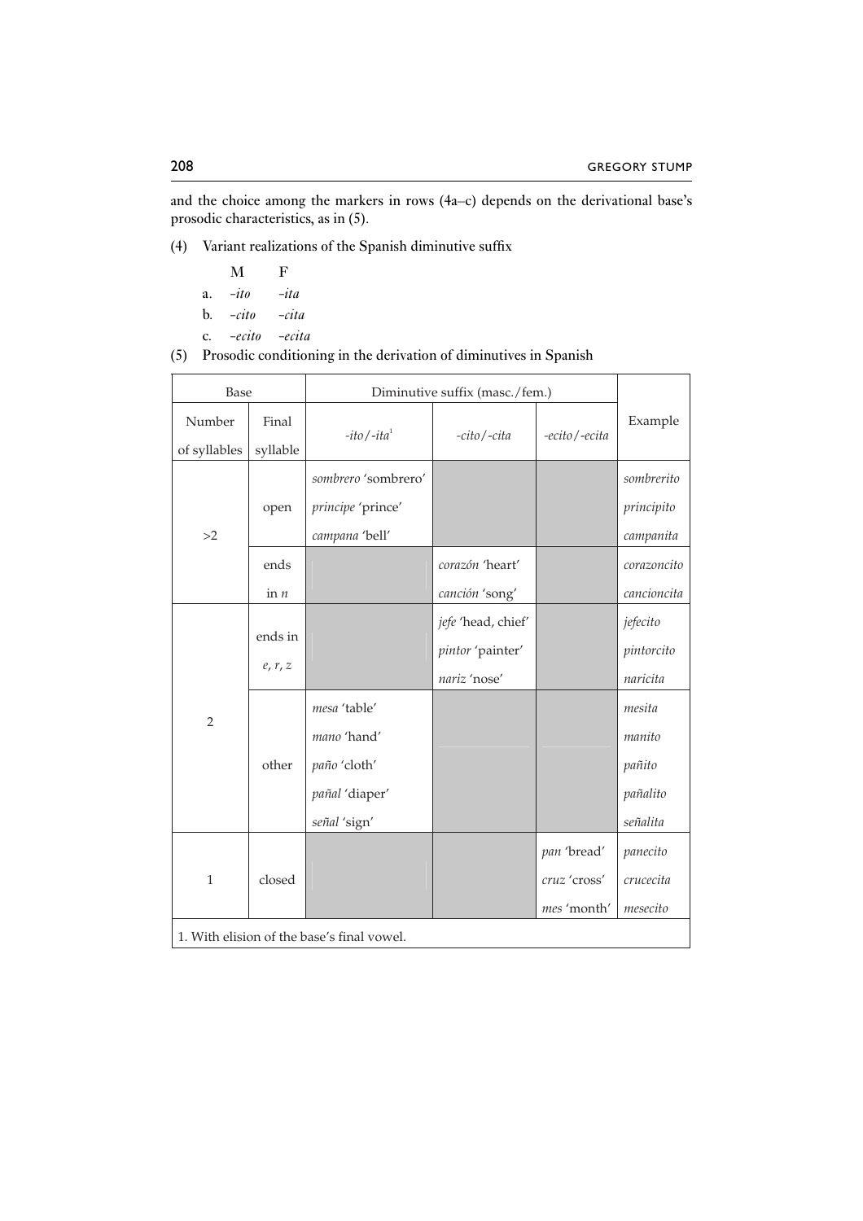and the choice among the markers in rows (4a–c) depends on the derivational base's prosodic characteristics, as in (5).

(4) Variant realizations of the Spanish diminutive suffix

| | M | F |
|---|---|---|
| a. | *-ito* | *-ita* |
| b. | *-cito* | *-cita* |
| c. | *-ecito* | *-ecita* |

(5) Prosodic conditioning in the derivation of diminutives in Spanish

| Base | | Diminutive suffix (masc./fem.) | | | Example |
|---|---|---|---|---|---|
| Number of syllables | Final syllable | *-ito/-ita*[1] | *-cito/-cita* | *-ecito/-ecita* | |
| >2 | open | *sombrero* 'sombrero' | | | *sombrerito* |
| | | *príncipe* 'prince' | | | *principito* |
| | | *campana* 'bell' | | | *campanita* |
| | ends in *n* | | *corazón* 'heart' | | *corazoncito* |
| | | | *canción* 'song' | | *cancioncita* |
| 2 | ends in *e, r, z* | | *jefe* 'head, chief' | | *jefecito* |
| | | | *pintor* 'painter' | | *pintorcito* |
| | | | *nariz* 'nose' | | *naricita* |
| | other | *mesa* 'table' | | | *mesita* |
| | | *mano* 'hand' | | | *manito* |
| | | *paño* 'cloth' | | | *pañito* |
| | | *pañal* 'diaper' | | | *pañalito* |
| | | *señal* 'sign' | | | *señalita* |
| 1 | closed | | | *pan* 'bread' | *panecito* |
| | | | | *cruz* 'cross' | *crucecita* |
| | | | | *mes* 'month' | *mesecito* |

1. With elision of the base's final vowel.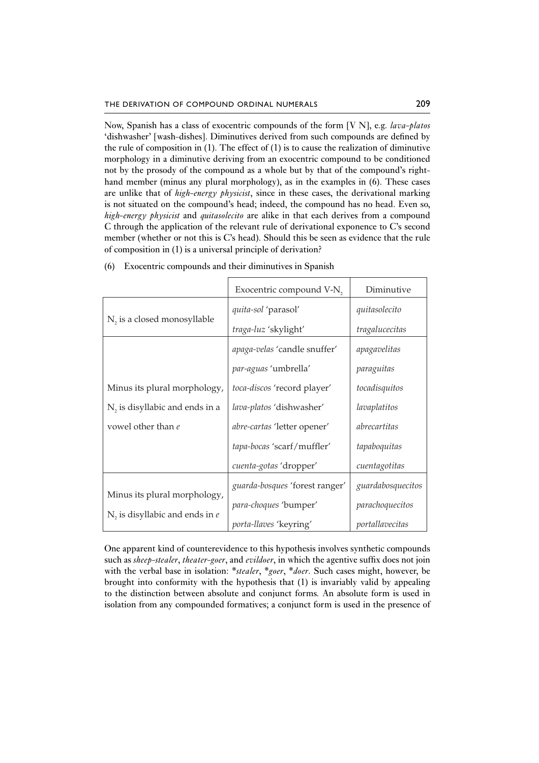Now, Spanish has a class of exocentric compounds of the form [V N], e.g. *lava-platos* 'dishwasher' [wash-dishes]. Diminutives derived from such compounds are defined by the rule of composition in (1). The effect of (1) is to cause the realization of diminutive morphology in a diminutive deriving from an exocentric compound to be conditioned not by the prosody of the compound as a whole but by that of the compound's right-hand member (minus any plural morphology), as in the examples in (6). These cases are unlike that of *high-energy physicist*, since in these cases, the derivational marking is not situated on the compound's head; indeed, the compound has no head. Even so, *high-energy physicist* and *quitasolecito* are alike in that each derives from a compound C through the application of the relevant rule of derivational exponence to C's second member (whether or not this is C's head). Should this be seen as evidence that the rule of composition in (1) is a universal principle of derivation?

(6) Exocentric compounds and their diminutives in Spanish

| | Exocentric compound V-$N_2$ | Diminutive |
|---|---|---|
| $N_2$ is a closed monosyllable | *quita-sol* 'parasol' | *quitasolecito* |
| | *traga-luz* 'skylight' | *tragalucecitas* |
| Minus its plural morphology, $N_2$ is disyllabic and ends in a vowel other than *e* | *apaga-velas* 'candle snuffer' | *apagavelitas* |
| | *par-aguas* 'umbrella' | *paraguitas* |
| | *toca-discos* 'record player' | *tocadisquitos* |
| | *lava-platos* 'dishwasher' | *lavaplatitos* |
| | *abre-cartas* 'letter opener' | *abrecartitas* |
| | *tapa-bocas* 'scarf/muffler' | *tapaboquitas* |
| | *cuenta-gotas* 'dropper' | *cuentagotitas* |
| Minus its plural morphology, $N_2$ is disyllabic and ends in *e* | *guarda-bosques* 'forest ranger' | *guardabosquecitos* |
| | *para-choques* 'bumper' | *parachoquecitos* |
| | *porta-llaves* 'keyring' | *portallavecitas* |

One apparent kind of counterevidence to this hypothesis involves synthetic compounds such as *sheep-stealer*, *theater-goer*, and *evildoer*, in which the agentive suffix does not join with the verbal base in isolation: \**stealer*, \**goer*, \**doer*. Such cases might, however, be brought into conformity with the hypothesis that (1) is invariably valid by appealing to the distinction between absolute and conjunct forms. An absolute form is used in isolation from any compounded formatives; a conjunct form is used in the presence of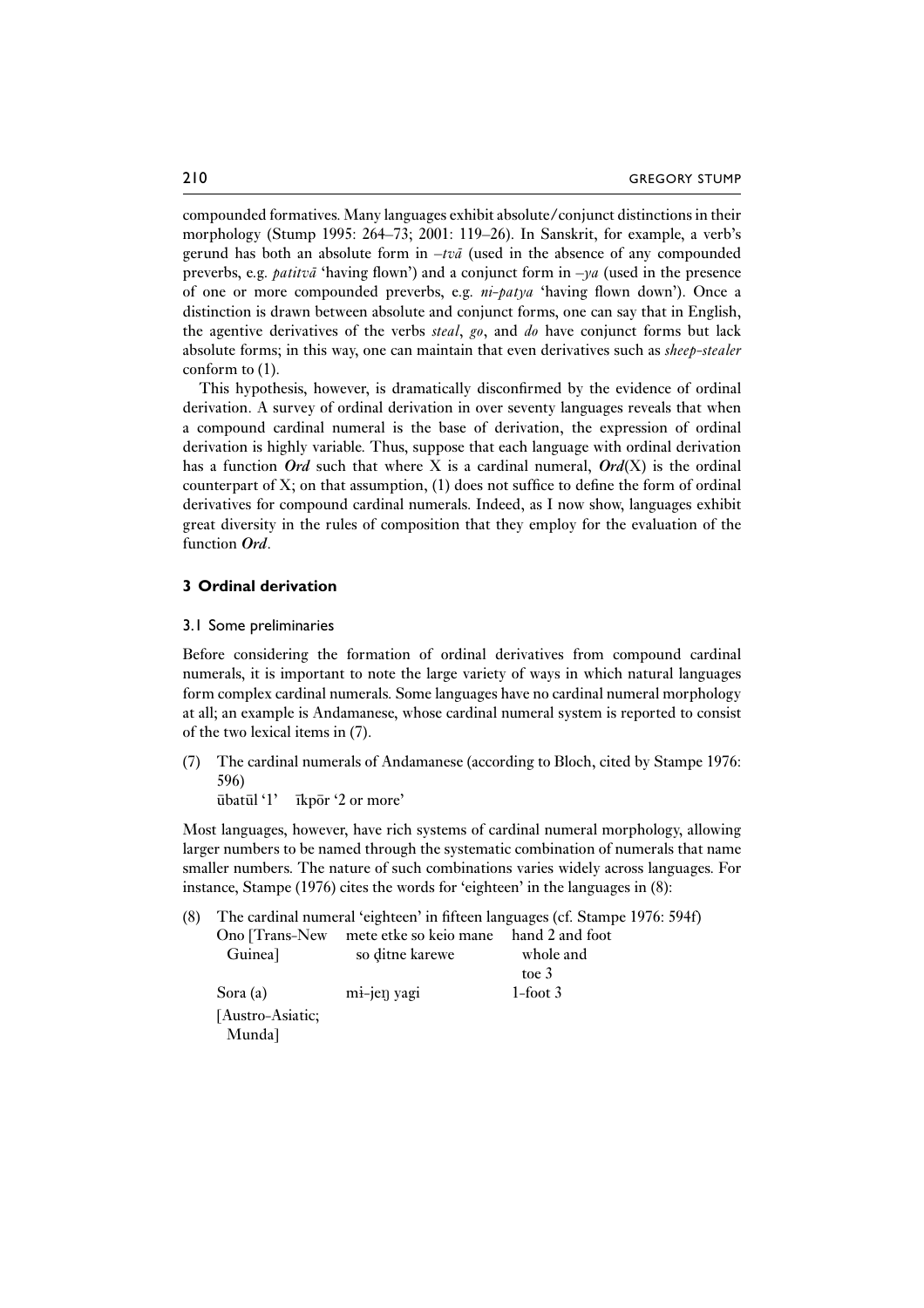compounded formatives. Many languages exhibit absolute/conjunct distinctions in their morphology (Stump 1995: 264–73; 2001: 119–26). In Sanskrit, for example, a verb's gerund has both an absolute form in *–tvā* (used in the absence of any compounded preverbs, e.g. *patitvā* 'having flown') and a conjunct form in *–ya* (used in the presence of one or more compounded preverbs, e.g. *ni-patya* 'having flown down'). Once a distinction is drawn between absolute and conjunct forms, one can say that in English, the agentive derivatives of the verbs *steal*, *go*, and *do* have conjunct forms but lack absolute forms; in this way, one can maintain that even derivatives such as *sheep-stealer* conform to (1).

This hypothesis, however, is dramatically disconfirmed by the evidence of ordinal derivation. A survey of ordinal derivation in over seventy languages reveals that when a compound cardinal numeral is the base of derivation, the expression of ordinal derivation is highly variable. Thus, suppose that each language with ordinal derivation has a function ***Ord*** such that where X is a cardinal numeral, ***Ord***(X) is the ordinal counterpart of X; on that assumption, (1) does not suffice to define the form of ordinal derivatives for compound cardinal numerals. Indeed, as I now show, languages exhibit great diversity in the rules of composition that they employ for the evaluation of the function ***Ord***.

## 3 Ordinal derivation

### 3.1 Some preliminaries

Before considering the formation of ordinal derivatives from compound cardinal numerals, it is important to note the large variety of ways in which natural languages form complex cardinal numerals. Some languages have no cardinal numeral morphology at all; an example is Andamanese, whose cardinal numeral system is reported to consist of the two lexical items in (7).

(7) The cardinal numerals of Andamanese (according to Bloch, cited by Stampe 1976: 596)
ūbatūl '1' īkpōr '2 or more'

Most languages, however, have rich systems of cardinal numeral morphology, allowing larger numbers to be named through the systematic combination of numerals that name smaller numbers. The nature of such combinations varies widely across languages. For instance, Stampe (1976) cites the words for 'eighteen' in the languages in (8):

(8) The cardinal numeral 'eighteen' in fifteen languages (cf. Stampe 1976: 594f)

| | | |
|---|---|---|
| Ono [Trans-New Guinea] | mete etke so keio mane so ḍitne karewe | hand 2 and foot whole and toe 3 |
| Sora (a) [Austro-Asiatic; Munda] | mɨ-jeŋ yagi | 1-foot 3 |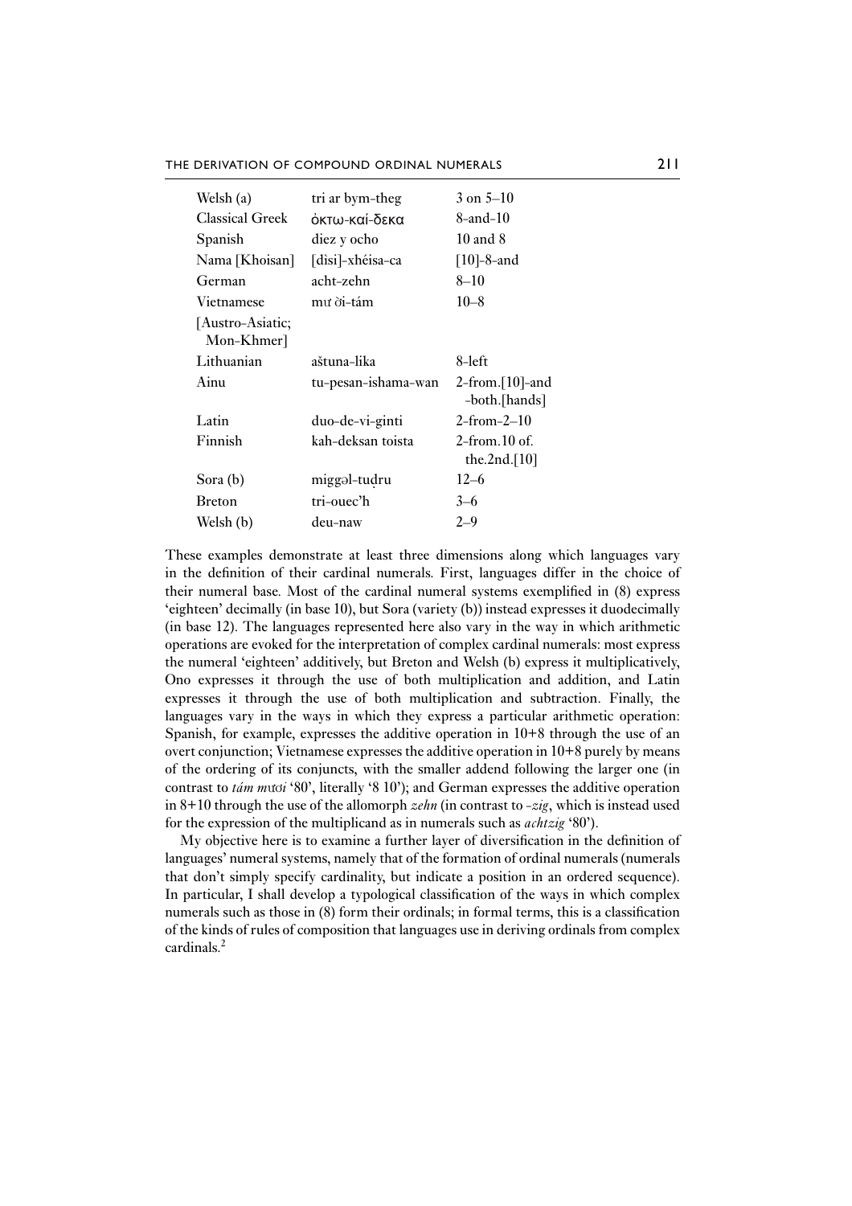| | | |
|---|---|---|
| Welsh (a) | tri ar bym-theg | 3 on 5–10 |
| Classical Greek | ὀκτω-καί-δεκα | 8-and-10 |
| Spanish | diez y ocho | 10 and 8 |
| Nama [Khoisan] | [disi]-xhéisa-ca | [10]-8-and |
| German | acht-zehn | 8–10 |
| Vietnamese [Austro-Asiatic; Mon-Khmer] | mư ời-tám | 10–8 |
| Lithuanian | aštuna-lika | 8-left |
| Ainu | tu-pesan-ishama-wan | 2-from.[10]-and -both.[hands] |
| Latin | duo-de-vi-ginti | 2-from-2–10 |
| Finnish | kah-deksan toista | 2-from.10 of. the.2nd.[10] |
| Sora (b) | miggəl-tuḍru | 12–6 |
| Breton | tri-ouec'h | 3–6 |
| Welsh (b) | deu-naw | 2–9 |

These examples demonstrate at least three dimensions along which languages vary in the definition of their cardinal numerals. First, languages differ in the choice of their numeral base. Most of the cardinal numeral systems exemplified in (8) express 'eighteen' decimally (in base 10), but Sora (variety (b)) instead expresses it duodecimally (in base 12). The languages represented here also vary in the way in which arithmetic operations are evoked for the interpretation of complex cardinal numerals: most express the numeral 'eighteen' additively, but Breton and Welsh (b) express it multiplicatively, Ono expresses it through the use of both multiplication and addition, and Latin expresses it through the use of both multiplication and subtraction. Finally, the languages vary in the ways in which they express a particular arithmetic operation: Spanish, for example, expresses the additive operation in 10+8 through the use of an overt conjunction; Vietnamese expresses the additive operation in 10+8 purely by means of the ordering of its conjuncts, with the smaller addend following the larger one (in contrast to *tám mươi* '80', literally '8 10'); and German expresses the additive operation in 8+10 through the use of the allomorph *zehn* (in contrast to *-zig*, which is instead used for the expression of the multiplicand as in numerals such as *achtzig* '80').

My objective here is to examine a further layer of diversification in the definition of languages' numeral systems, namely that of the formation of ordinal numerals (numerals that don't simply specify cardinality, but indicate a position in an ordered sequence). In particular, I shall develop a typological classification of the ways in which complex numerals such as those in (8) form their ordinals; in formal terms, this is a classification of the kinds of rules of composition that languages use in deriving ordinals from complex cardinals.[2]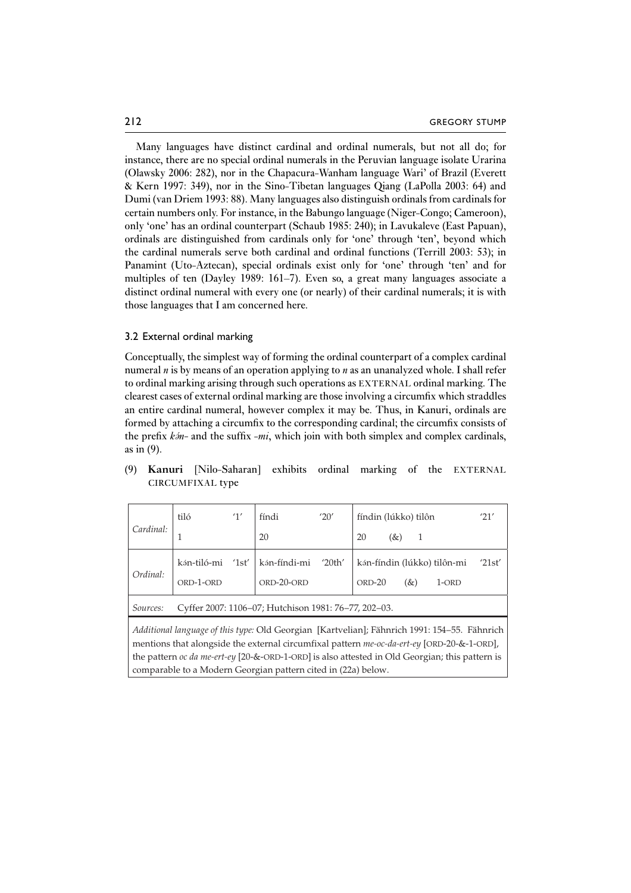Many languages have distinct cardinal and ordinal numerals, but not all do; for instance, there are no special ordinal numerals in the Peruvian language isolate Urarina (Olawsky 2006: 282), nor in the Chapacura-Wanham language Wari' of Brazil (Everett & Kern 1997: 349), nor in the Sino-Tibetan languages Qiang (LaPolla 2003: 64) and Dumi (van Driem 1993: 88). Many languages also distinguish ordinals from cardinals for certain numbers only. For instance, in the Babungo language (Niger-Congo; Cameroon), only 'one' has an ordinal counterpart (Schaub 1985: 240); in Lavukaleve (East Papuan), ordinals are distinguished from cardinals only for 'one' through 'ten', beyond which the cardinal numerals serve both cardinal and ordinal functions (Terrill 2003: 53); in Panamint (Uto-Aztecan), special ordinals exist only for 'one' through 'ten' and for multiples of ten (Dayley 1989: 161–7). Even so, a great many languages associate a distinct ordinal numeral with every one (or nearly) of their cardinal numerals; it is with those languages that I am concerned here.

### 3.2 External ordinal marking

Conceptually, the simplest way of forming the ordinal counterpart of a complex cardinal numeral *n* is by means of an operation applying to *n* as an unanalyzed whole. I shall refer to ordinal marking arising through such operations as EXTERNAL ordinal marking. The clearest cases of external ordinal marking are those involving a circumfix which straddles an entire cardinal numeral, however complex it may be. Thus, in Kanuri, ordinals are formed by attaching a circumfix to the corresponding cardinal; the circumfix consists of the prefix *kə́n-* and the suffix *-mi*, which join with both simplex and complex cardinals, as in (9).

(9) **Kanuri** [Nilo-Saharan] exhibits ordinal marking of the EXTERNAL CIRCUMFIXAL type

| | | | |
|---|---|---|---|
| *Cardinal:* | tiló '1'<br>1 | fíndi '20'<br>20 | fíndin (lúkko) tilôn '21'<br>20 (&) 1 |
| *Ordinal:* | kə́n-tiló-mi '1st'<br>ORD-1-ORD | kə́n-fíndi-mi '20th'<br>ORD-20-ORD | kə́n-fíndin (lúkko) tilôn-mi '21st'<br>ORD-20 (&) 1-ORD |
| *Sources:* | Cyffer 2007: 1106–07; Hutchison 1981: 76–77, 202–03. | | |

*Additional language of this type:* Old Georgian [Kartvelian]; Fähnrich 1991: 154–55. Fähnrich mentions that alongside the external circumfixal pattern *me-oc-da-ert-ey* [ORD-20-&-1-ORD], the pattern *oc da me-ert-ey* [20-&-ORD-1-ORD] is also attested in Old Georgian; this pattern is comparable to a Modern Georgian pattern cited in (22a) below.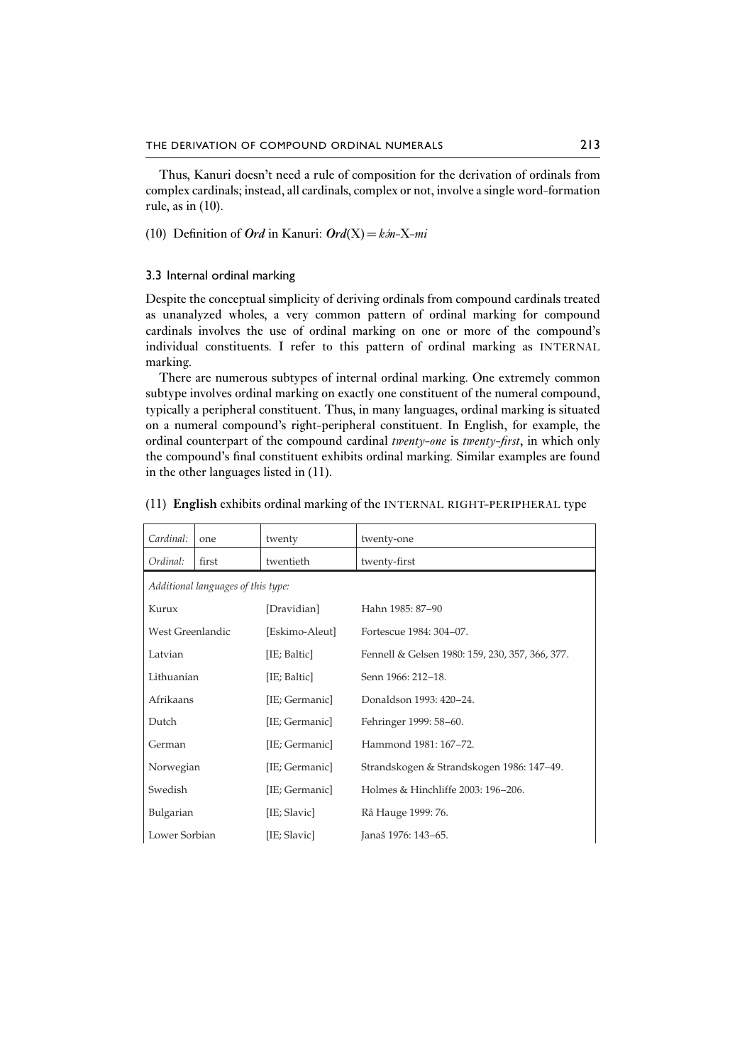Thus, Kanuri doesn't need a rule of composition for the derivation of ordinals from complex cardinals; instead, all cardinals, complex or not, involve a single word-formation rule, as in (10).

(10) Definition of ***Ord*** in Kanuri: ***Ord***(X) = *kə́n*-X-*mì*

### 3.3 Internal ordinal marking

Despite the conceptual simplicity of deriving ordinals from compound cardinals treated as unanalyzed wholes, a very common pattern of ordinal marking for compound cardinals involves the use of ordinal marking on one or more of the compound's individual constituents. I refer to this pattern of ordinal marking as INTERNAL marking.

There are numerous subtypes of internal ordinal marking. One extremely common subtype involves ordinal marking on exactly one constituent of the numeral compound, typically a peripheral constituent. Thus, in many languages, ordinal marking is situated on a numeral compound's right-peripheral constituent. In English, for example, the ordinal counterpart of the compound cardinal *twenty-one* is *twenty-first*, in which only the compound's final constituent exhibits ordinal marking. Similar examples are found in the other languages listed in (11).

(11) **English** exhibits ordinal marking of the INTERNAL RIGHT-PERIPHERAL type

| *Cardinal:* | one | twenty | twenty-one |
|---|---|---|---|
| *Ordinal:* | first | twentieth | twenty-first |
| *Additional languages of this type:* | | | |
| Kurux | | [Dravidian] | Hahn 1985: 87–90 |
| West Greenlandic | | [Eskimo-Aleut] | Fortescue 1984: 304–07. |
| Latvian | | [IE; Baltic] | Fennell & Gelsen 1980: 159, 230, 357, 366, 377. |
| Lithuanian | | [IE; Baltic] | Senn 1966: 212–18. |
| Afrikaans | | [IE; Germanic] | Donaldson 1993: 420–24. |
| Dutch | | [IE; Germanic] | Fehringer 1999: 58–60. |
| German | | [IE; Germanic] | Hammond 1981: 167–72. |
| Norwegian | | [IE; Germanic] | Strandskogen & Strandskogen 1986: 147–49. |
| Swedish | | [IE; Germanic] | Holmes & Hinchliffe 2003: 196–206. |
| Bulgarian | | [IE; Slavic] | Rå Hauge 1999: 76. |
| Lower Sorbian | | [IE; Slavic] | Janaš 1976: 143–65. |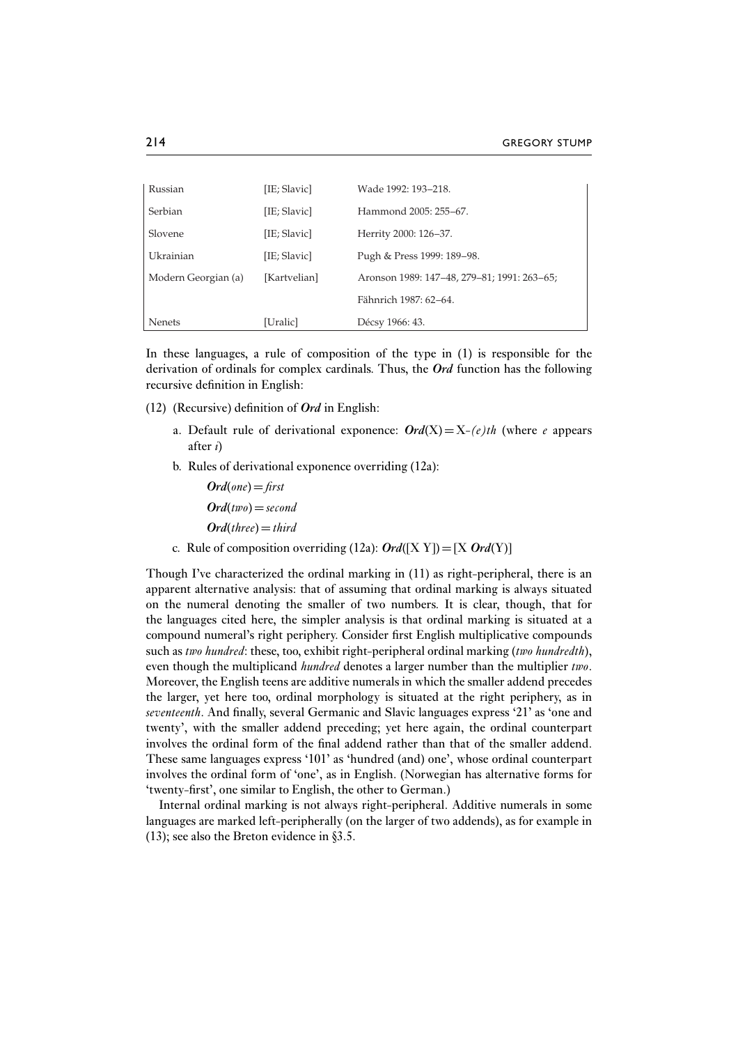| | | |
|---|---|---|
| Russian | [IE; Slavic] | Wade 1992: 193–218. |
| Serbian | [IE; Slavic] | Hammond 2005: 255–67. |
| Slovene | [IE; Slavic] | Herrity 2000: 126–37. |
| Ukrainian | [IE; Slavic] | Pugh & Press 1999: 189–98. |
| Modern Georgian (a) | [Kartvelian] | Aronson 1989: 147–48, 279–81; 1991: 263–65; |
| | | Fähnrich 1987: 62–64. |
| Nenets | [Uralic] | Décsy 1966: 43. |

In these languages, a rule of composition of the type in (1) is responsible for the derivation of ordinals for complex cardinals. Thus, the ***Ord*** function has the following recursive definition in English:

(12) (Recursive) definition of ***Ord*** in English:

a. Default rule of derivational exponence: ***Ord***(X) = X-*(e)th* (where *e* appears after *i*)

b. Rules of derivational exponence overriding (12a):

***Ord***(*one*) = *first*

***Ord***(*two*) = *second*

***Ord***(*three*) = *third*

c. Rule of composition overriding (12a): ***Ord***([X Y]) = [X ***Ord***(Y)]

Though I've characterized the ordinal marking in (11) as right-peripheral, there is an apparent alternative analysis: that of assuming that ordinal marking is always situated on the numeral denoting the smaller of two numbers. It is clear, though, that for the languages cited here, the simpler analysis is that ordinal marking is situated at a compound numeral's right periphery. Consider first English multiplicative compounds such as *two hundred*: these, too, exhibit right-peripheral ordinal marking (*two hundredth*), even though the multiplicand *hundred* denotes a larger number than the multiplier *two*. Moreover, the English teens are additive numerals in which the smaller addend precedes the larger, yet here too, ordinal morphology is situated at the right periphery, as in *seventeenth*. And finally, several Germanic and Slavic languages express '21' as 'one and twenty', with the smaller addend preceding; yet here again, the ordinal counterpart involves the ordinal form of the final addend rather than that of the smaller addend. These same languages express '101' as 'hundred (and) one', whose ordinal counterpart involves the ordinal form of 'one', as in English. (Norwegian has alternative forms for 'twenty-first', one similar to English, the other to German.)

Internal ordinal marking is not always right-peripheral. Additive numerals in some languages are marked left-peripherally (on the larger of two addends), as for example in (13); see also the Breton evidence in §3.5.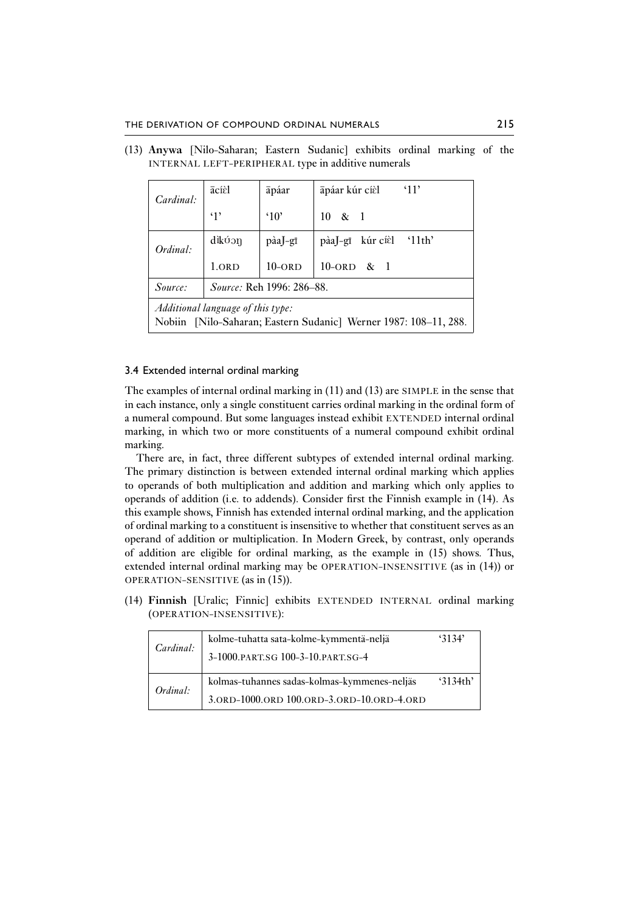(13) **Anywa** [Nilo-Saharan; Eastern Sudanic] exhibits ordinal marking of the INTERNAL LEFT-PERIPHERAL type in additive numerals

| *Cardinal:* | ācíɛ̀l | āpáar | āpáar kúr cíɛ̀l '11' |
|---|---|---|---|
| | '1' | '10' | 10 & 1 |
| *Ordinal:* | dìkʊ́ɔŋ | pàaɟ-gī | pàaɟ-gī kúr cíɛ̀l '11th' |
| | 1.ORD | 10-ORD | 10-ORD & 1 |
| *Source:* | *Source:* Reh 1996: 286–88. | | |
| *Additional language of this type:* Nobiin [Nilo-Saharan; Eastern Sudanic] Werner 1987: 108–11, 288. | | | |

### 3.4 Extended internal ordinal marking

The examples of internal ordinal marking in (11) and (13) are SIMPLE in the sense that in each instance, only a single constituent carries ordinal marking in the ordinal form of a numeral compound. But some languages instead exhibit EXTENDED internal ordinal marking, in which two or more constituents of a numeral compound exhibit ordinal marking.

There are, in fact, three different subtypes of extended internal ordinal marking. The primary distinction is between extended internal ordinal marking which applies to operands of both multiplication and addition and marking which only applies to operands of addition (i.e. to addends). Consider first the Finnish example in (14). As this example shows, Finnish has extended internal ordinal marking, and the application of ordinal marking to a constituent is insensitive to whether that constituent serves as an operand of addition or multiplication. In Modern Greek, by contrast, only operands of addition are eligible for ordinal marking, as the example in (15) shows. Thus, extended internal ordinal marking may be OPERATION-INSENSITIVE (as in (14)) or OPERATION-SENSITIVE (as in (15)).

(14) **Finnish** [Uralic; Finnic] exhibits EXTENDED INTERNAL ordinal marking (OPERATION-INSENSITIVE):

| *Cardinal:* | kolme-tuhatta sata-kolme-kymmentä-neljä<br>3-1000.PART.SG 100-3-10.PART.SG-4 | '3134' |
|---|---|---|
| *Ordinal:* | kolmas-tuhannes sadas-kolmas-kymmenes-neljäs<br>3.ORD-1000.ORD 100.ORD-3.ORD-10.ORD-4.ORD | '3134th' |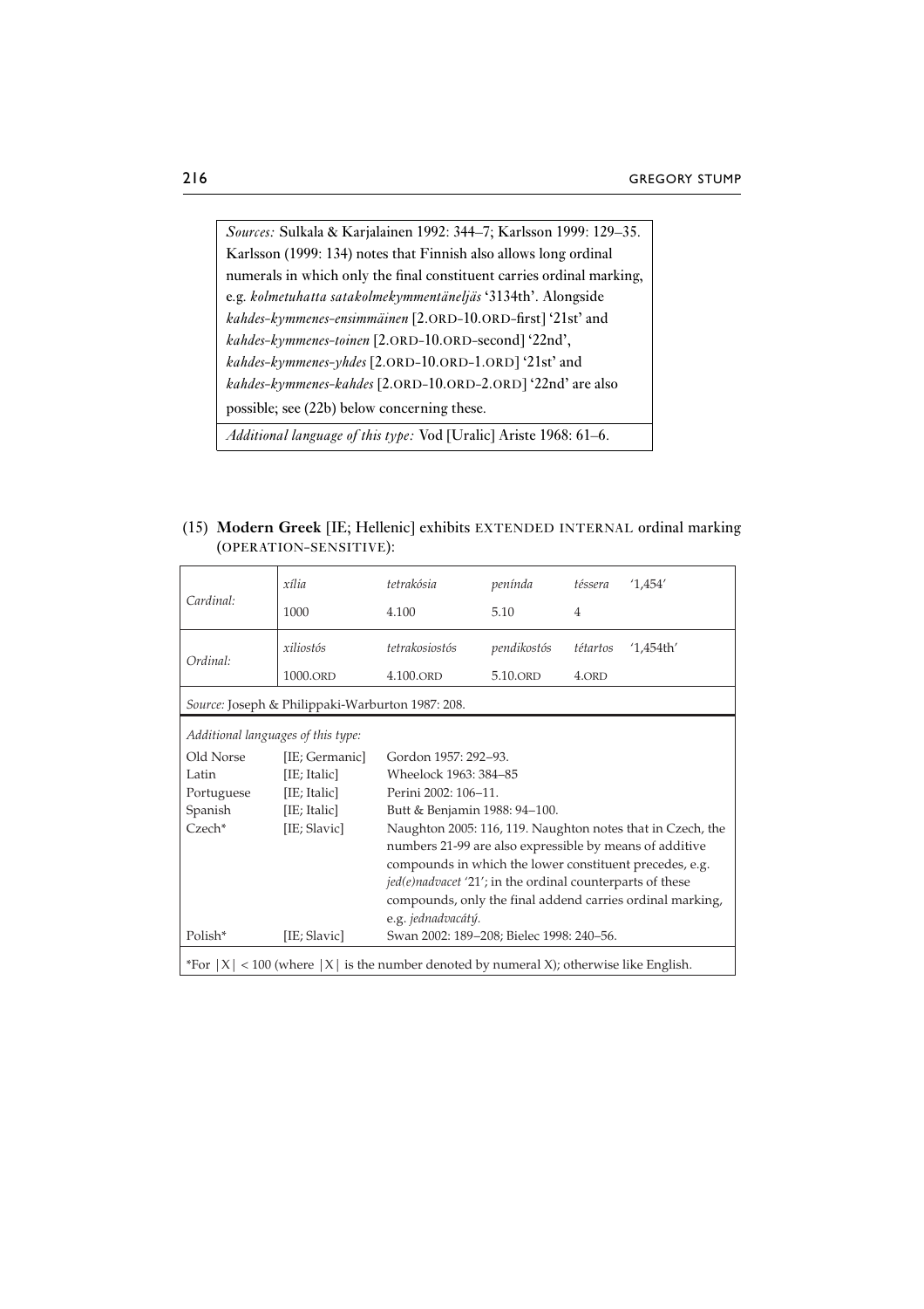*Sources:* Sulkala & Karjalainen 1992: 344–7; Karlsson 1999: 129–35. Karlsson (1999: 134) notes that Finnish also allows long ordinal numerals in which only the final constituent carries ordinal marking, e.g. *kolmetuhatta satakolmekymmentäneljäs* '3134th'. Alongside *kahdes-kymmenes-ensimmäinen* [2.ORD-10.ORD-first] '21st' and *kahdes-kymmenes-toinen* [2.ORD-10.ORD-second] '22nd', *kahdes-kymmenes-yhdes* [2.ORD-10.ORD-1.ORD] '21st' and *kahdes-kymmenes-kahdes* [2.ORD-10.ORD-2.ORD] '22nd' are also possible; see (22b) below concerning these.

*Additional language of this type:* Vod [Uralic] Ariste 1968: 61–6.

(15) **Modern Greek** [IE; Hellenic] exhibits EXTENDED INTERNAL ordinal marking (OPERATION-SENSITIVE):

| | | | | | |
|---|---|---|---|---|---|
| Cardinal: | *xília* | *tetrakósia* | *penínda* | *téssera* | '1,454' |
| | 1000 | 4.100 | 5.10 | 4 | |
| Ordinal: | *xiliostós* | *tetrakosiostós* | *pendikostós* | *tétartos* | '1,454th' |
| | 1000.ORD | 4.100.ORD | 5.10.ORD | 4.ORD | |

*Source:* Joseph & Philippaki-Warburton 1987: 208.

*Additional languages of this type:*

| | | |
|---|---|---|
| Old Norse | [IE; Germanic] | Gordon 1957: 292–93. |
| Latin | [IE; Italic] | Wheelock 1963: 384–85 |
| Portuguese | [IE; Italic] | Perini 2002: 106–11. |
| Spanish | [IE; Italic] | Butt & Benjamin 1988: 94–100. |
| Czech* | [IE; Slavic] | Naughton 2005: 116, 119. Naughton notes that in Czech, the numbers 21-99 are also expressible by means of additive compounds in which the lower constituent precedes, e.g. *jed(e)nadvacet* '21'; in the ordinal counterparts of these compounds, only the final addend carries ordinal marking, e.g. *jednadvacátý*. |
| Polish* | [IE; Slavic] | Swan 2002: 189–208; Bielec 1998: 240–56. |

*For $|X| < 100$ (where $|X|$ is the number denoted by numeral X); otherwise like English.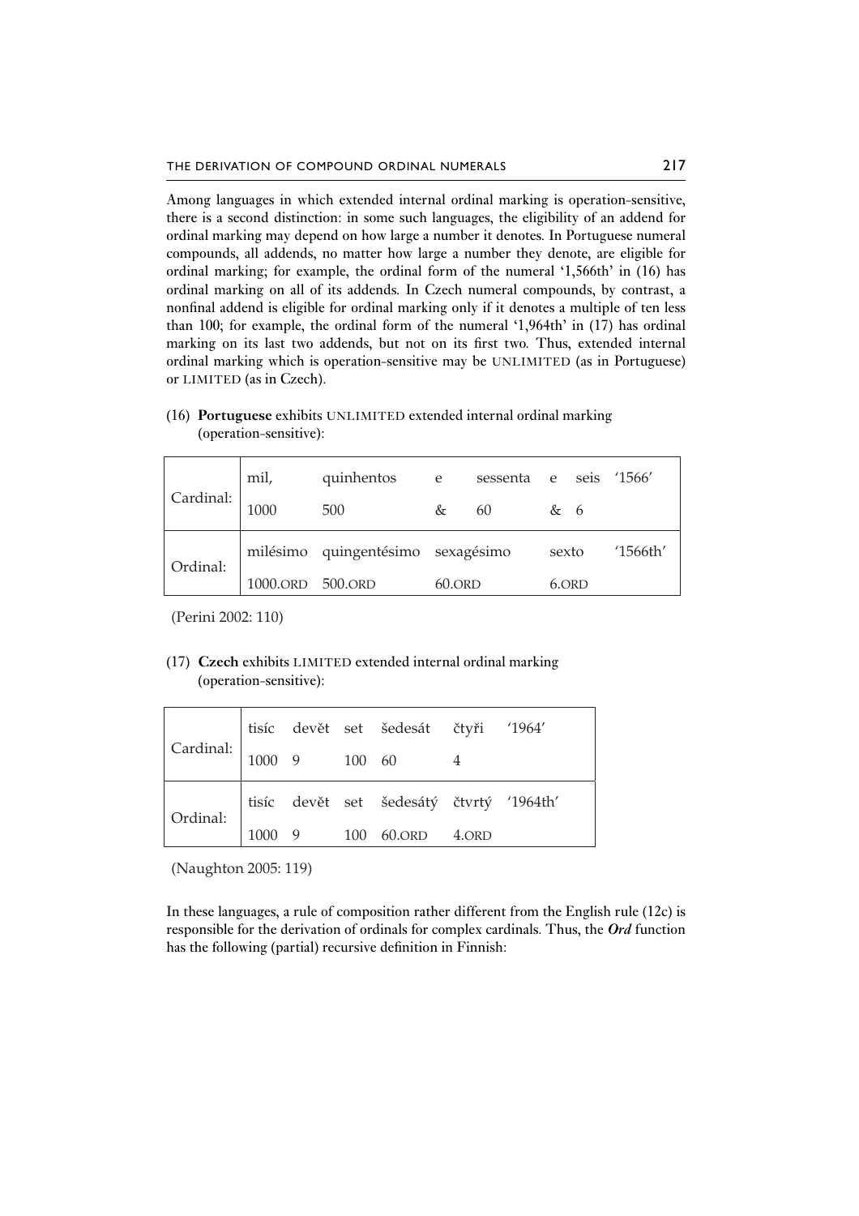Among languages in which extended internal ordinal marking is operation-sensitive, there is a second distinction: in some such languages, the eligibility of an addend for ordinal marking may depend on how large a number it denotes. In Portuguese numeral compounds, all addends, no matter how large a number they denote, are eligible for ordinal marking; for example, the ordinal form of the numeral '1,566th' in (16) has ordinal marking on all of its addends. In Czech numeral compounds, by contrast, a nonfinal addend is eligible for ordinal marking only if it denotes a multiple of ten less than 100; for example, the ordinal form of the numeral '1,964th' in (17) has ordinal marking on its last two addends, but not on its first two. Thus, extended internal ordinal marking which is operation-sensitive may be UNLIMITED (as in Portuguese) or LIMITED (as in Czech).

(16) **Portuguese** exhibits UNLIMITED extended internal ordinal marking (operation-sensitive):

| | | | | | | | |
|---|---|---|---|---|---|---|---|
| Cardinal: | mil, | quinhentos | e | sessenta | e | seis | '1566' |
| | 1000 | 500 | & | 60 | & | 6 | |
| Ordinal: | milésimo | quingentésimo | sexagésimo | | sexto | | '1566th' |
| | 1000.ORD | 500.ORD | 60.ORD | | 6.ORD | | |

(Perini 2002: 110)

(17) **Czech** exhibits LIMITED extended internal ordinal marking (operation-sensitive):

| | | | | | | |
|---|---|---|---|---|---|---|
| Cardinal: | tisíc | devět | set | šedesát | čtyři | '1964' |
| | 1000 | 9 | 100 | 60 | 4 | |
| Ordinal: | tisíc | devět | set | šedesátý | čtvrtý | '1964th' |
| | 1000 | 9 | 100 | 60.ORD | 4.ORD | |

(Naughton 2005: 119)

In these languages, a rule of composition rather different from the English rule (12c) is responsible for the derivation of ordinals for complex cardinals. Thus, the ***Ord*** function has the following (partial) recursive definition in Finnish: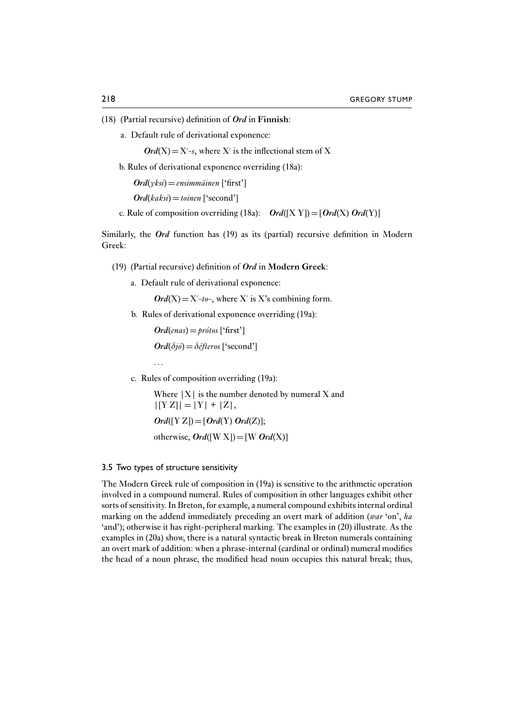(18) (Partial recursive) definition of ***Ord*** in **Finnish**:

a. Default rule of derivational exponence:

***Ord***(X) = X′-*s*, where X′ is the inflectional stem of X

b. Rules of derivational exponence overriding (18a):

***Ord***(*yksi*) = *ensimmäinen* ['first']

***Ord***(*kaksi*) = *toinen* ['second']

c. Rule of composition overriding (18a): ***Ord***([X Y]) = [***Ord***(X) ***Ord***(Y)]

Similarly, the ***Ord*** function has (19) as its (partial) recursive definition in Modern Greek:

(19) (Partial recursive) definition of ***Ord*** in **Modern Greek**:

a. Default rule of derivational exponence:

***Ord***(X) = X′-*to*-, where X′ is X's combining form.

b. Rules of derivational exponence overriding (19a):

***Ord***(*enas*) = *prótos* ['first']

***Ord***(*δjó*) = *δéfteros* ['second']

. . .

c. Rules of composition overriding (19a):

Where |X| is the number denoted by numeral X and |[Y Z]| = |Y| + |Z|,

***Ord***([Y Z]) = [***Ord***(Y) ***Ord***(Z)];

otherwise, ***Ord***([W X]) = [W ***Ord***(X)]

### 3.5 Two types of structure sensitivity

The Modern Greek rule of composition in (19a) is sensitive to the arithmetic operation involved in a compound numeral. Rules of composition in other languages exhibit other sorts of sensitivity. In Breton, for example, a numeral compound exhibits internal ordinal marking on the addend immediately preceding an overt mark of addition (*war* 'on', *ha* 'and'); otherwise it has right-peripheral marking. The examples in (20) illustrate. As the examples in (20a) show, there is a natural syntactic break in Breton numerals containing an overt mark of addition: when a phrase-internal (cardinal or ordinal) numeral modifies the head of a noun phrase, the modified head noun occupies this natural break; thus,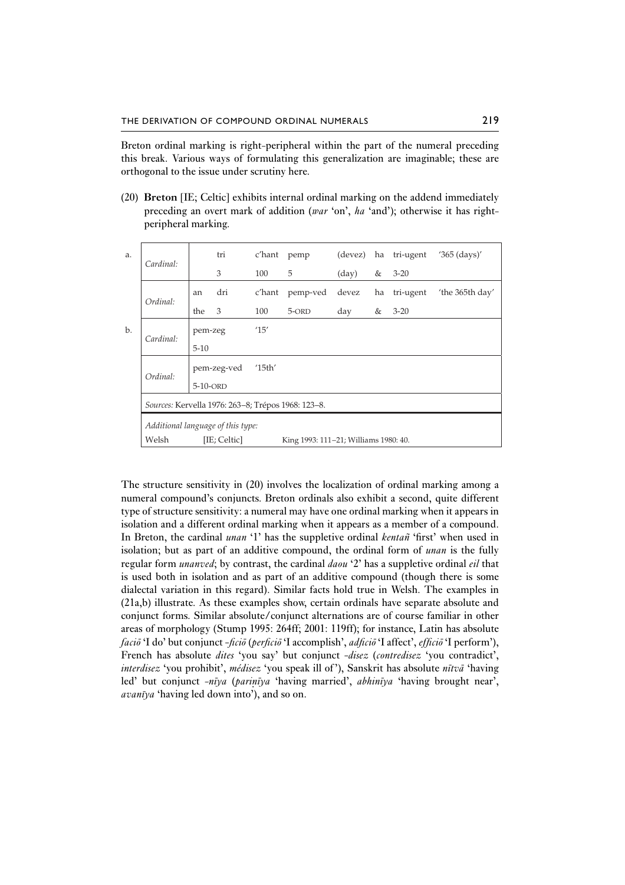Breton ordinal marking is right-peripheral within the part of the numeral preceding this break. Various ways of formulating this generalization are imaginable; these are orthogonal to the issue under scrutiny here.

(20) **Breton** [IE; Celtic] exhibits internal ordinal marking on the addend immediately preceding an overt mark of addition (*war* 'on', *ha* 'and'); otherwise it has right-peripheral marking.

| | | | | | | | | | | |
|---|---|---|---|---|---|---|---|---|---|---|
| a. | *Cardinal:* | | tri | c'hant | pemp | (devez) | ha | tri-ugent | '365 (days)' |
| | | | 3 | 100 | 5 | (day) | & | 3-20 | |
| | *Ordinal:* | an | dri | c'hant | pemp-ved | devez | ha | tri-ugent | 'the 365th day' |
| | | the | 3 | 100 | 5-ORD | day | & | 3-20 | |
| b. | *Cardinal:* | pem-zeg | | '15' | | | | | |
| | | 5-10 | | | | | | | |
| | *Ordinal:* | pem-zeg-ved | | '15th' | | | | | |
| | | 5-10-ORD | | | | | | | |

*Sources:* Kervella 1976: 263–8; Trépos 1968: 123–8.

*Additional language of this type:*
Welsh [IE; Celtic] King 1993: 111–21; Williams 1980: 40.

The structure sensitivity in (20) involves the localization of ordinal marking among a numeral compound's conjuncts. Breton ordinals also exhibit a second, quite different type of structure sensitivity: a numeral may have one ordinal marking when it appears in isolation and a different ordinal marking when it appears as a member of a compound. In Breton, the cardinal *unan* '1' has the suppletive ordinal *kentañ* 'first' when used in isolation; but as part of an additive compound, the ordinal form of *unan* is the fully regular form *unanved*; by contrast, the cardinal *daou* '2' has a suppletive ordinal *eil* that is used both in isolation and as part of an additive compound (though there is some dialectal variation in this regard). Similar facts hold true in Welsh. The examples in (21a,b) illustrate. As these examples show, certain ordinals have separate absolute and conjunct forms. Similar absolute/conjunct alternations are of course familiar in other areas of morphology (Stump 1995: 264ff; 2001: 119ff); for instance, Latin has absolute *faciō* 'I do' but conjunct *-ficiō* (*perficiō* 'I accomplish', *adficiō* 'I affect', *efficiō* 'I perform'), French has absolute *dites* 'you say' but conjunct *-disez* (*contredisez* 'you contradict', *interdisez* 'you prohibit', *médisez* 'you speak ill of'), Sanskrit has absolute *nītvā* 'having led' but conjunct *-nīya* (*pariṇīya* 'having married', *abhinīya* 'having brought near', *avanīya* 'having led down into'), and so on.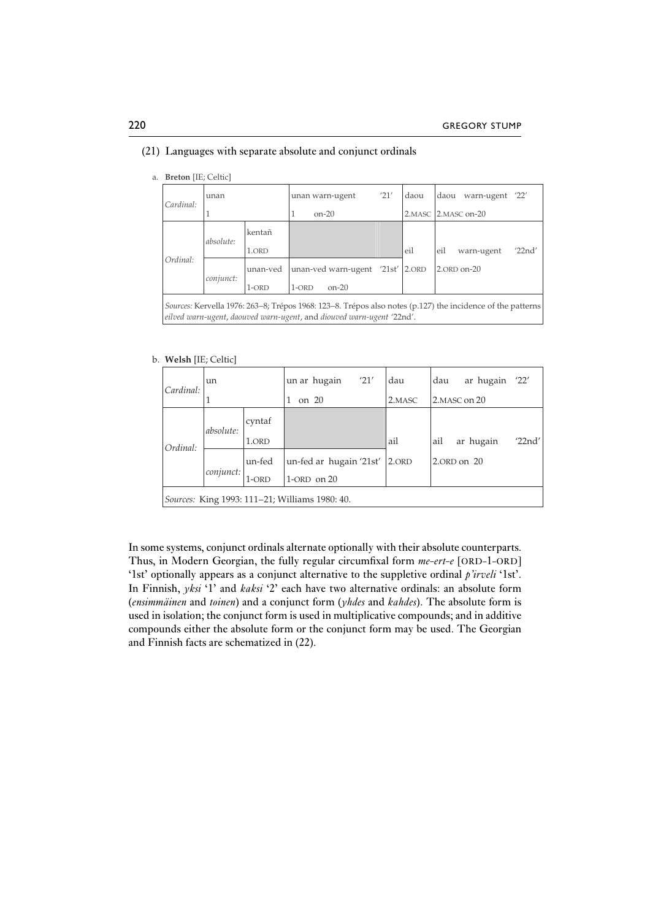(21) Languages with separate absolute and conjunct ordinals

a. **Breton** [IE; Celtic]

| | | | | | |
|---|---|---|---|---|---|
| *Cardinal:* | | unan<br>1 | unan warn-ugent '21'<br>1 on-20 | daou<br>2.MASC | daou warn-ugent '22'<br>2.MASC on-20 |
| *Ordinal:* | *absolute:* | kentañ<br>1.ORD | | eil<br>2.ORD | eil warn-ugent '22nd'<br>2.ORD on-20 |
| | *conjunct:* | unan-ved<br>1-ORD | unan-ved warn-ugent '21st'<br>1-ORD on-20 | | |

*Sources:* Kervella 1976: 263–8; Trépos 1968: 123–8. Trépos also notes (p.127) the incidence of the patterns *eilved warn-ugent*, *daouved warn-ugent*, and *diouved warn-ugent* '22nd'.

b. **Welsh** [IE; Celtic]

| | | | | | |
|---|---|---|---|---|---|
| *Cardinal:* | | un<br>1 | un ar hugain '21'<br>1 on 20 | dau<br>2.MASC | dau ar hugain '22'<br>2.MASC on 20 |
| *Ordinal:* | *absolute:* | cyntaf<br>1.ORD | | ail<br>2.ORD | ail ar hugain '22nd'<br>2.ORD on 20 |
| | *conjunct:* | un-fed<br>1-ORD | un-fed ar hugain '21st'<br>1-ORD on 20 | | |

*Sources:* King 1993: 111–21; Williams 1980: 40.

In some systems, conjunct ordinals alternate optionally with their absolute counterparts. Thus, in Modern Georgian, the fully regular circumfixal form *me-ert-e* [ORD-1-ORD] '1st' optionally appears as a conjunct alternative to the suppletive ordinal *p'irveli* '1st'. In Finnish, *yksi* '1' and *kaksi* '2' each have two alternative ordinals: an absolute form (*ensimmäinen* and *toinen*) and a conjunct form (*yhdes* and *kahdes*). The absolute form is used in isolation; the conjunct form is used in multiplicative compounds; and in additive compounds either the absolute form or the conjunct form may be used. The Georgian and Finnish facts are schematized in (22).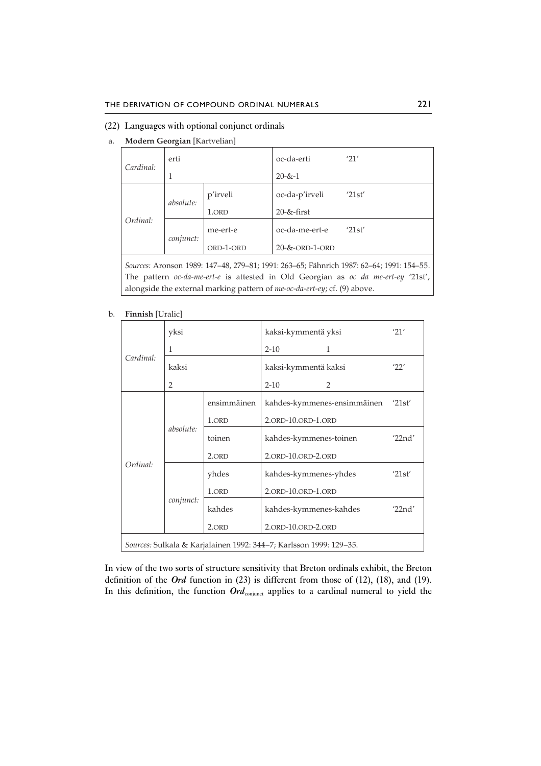(22) Languages with optional conjunct ordinals

a. **Modern Georgian** [Kartvelian]

| | | | | |
|---|---|---|---|---|
| *Cardinal:* | | erti<br>1 | oc-da-erti<br>20-&-1 | '21' |
| *Ordinal:* | *absolute:* | p'irveli<br>1.ORD | oc-da-p'irveli<br>20-&-first | '21st' |
| | *conjunct:* | me-ert-e<br>ORD-1-ORD | oc-da-me-ert-e<br>20-&-ORD-1-ORD | '21st' |

*Sources:* Aronson 1989: 147–48, 279–81; 1991: 263–65; Fähnrich 1987: 62–64; 1991: 154–55. The pattern *oc-da-me-ert-e* is attested in Old Georgian as *oc da me-ert-ey* '21st', alongside the external marking pattern of *me-oc-da-ert-ey*; cf. (9) above.

b. **Finnish** [Uralic]

| | | | | |
|---|---|---|---|---|
| *Cardinal:* | | yksi<br>1 | kaksi-kymmentä yksi<br>2-10 1 | '21' |
| | | kaksi<br>2 | kaksi-kymmentä kaksi<br>2-10 2 | '22' |
| *Ordinal:* | *absolute:* | ensimmäinen<br>1.ORD | kahdes-kymmenes-ensimmäinen<br>2.ORD-10.ORD-1.ORD | '21st' |
| | | toinen<br>2.ORD | kahdes-kymmenes-toinen<br>2.ORD-10.ORD-2.ORD | '22nd' |
| | *conjunct:* | yhdes<br>1.ORD | kahdes-kymmenes-yhdes<br>2.ORD-10.ORD-1.ORD | '21st' |
| | | kahdes<br>2.ORD | kahdes-kymmenes-kahdes<br>2.ORD-10.ORD-2.ORD | '22nd' |

*Sources:* Sulkala & Karjalainen 1992: 344–7; Karlsson 1999: 129–35.

In view of the two sorts of structure sensitivity that Breton ordinals exhibit, the Breton definition of the ***Ord*** function in (23) is different from those of (12), (18), and (19). In this definition, the function $\boldsymbol{Ord}_{\text{conjunct}}$ applies to a cardinal numeral to yield the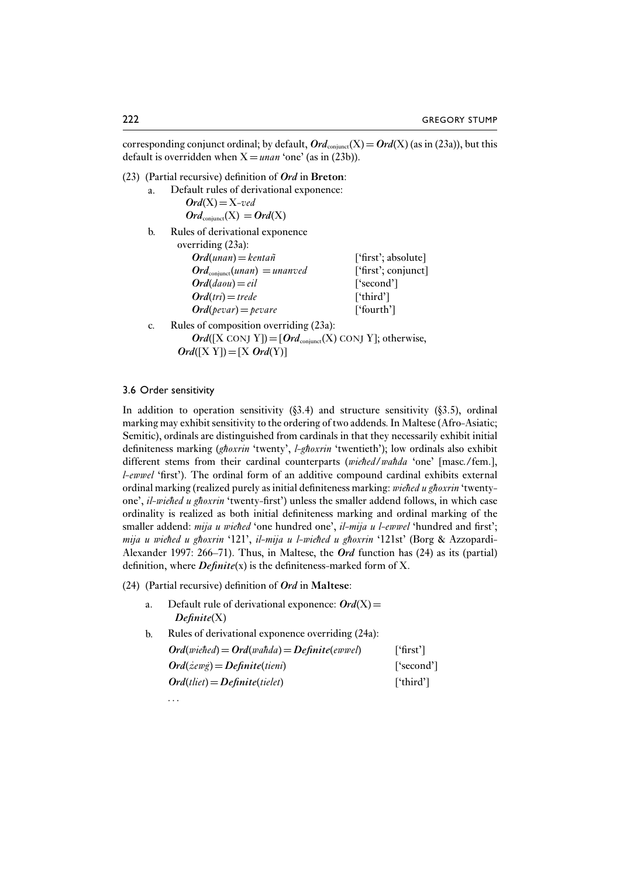corresponding conjunct ordinal; by default, ***Ord***$_{\text{conjunct}}$(X) = ***Ord***(X) (as in (23a)), but this default is overridden when X = *unan* 'one' (as in (23b)).

(23) (Partial recursive) definition of ***Ord*** in **Breton**:

a. Default rules of derivational exponence:
   ***Ord***(X) = X-*ved*
   ***Ord***$_{\text{conjunct}}$(X) = ***Ord***(X)

b. Rules of derivational exponence overriding (23a):

| | |
|---|---|
| ***Ord***(*unan*) = *kentañ* | ['first'; absolute] |
| ***Ord***$_{\text{conjunct}}$(*unan*) = *unanved* | ['first'; conjunct] |
| ***Ord***(*daou*) = *eil* | ['second'] |
| ***Ord***(*tri*) = *trede* | ['third'] |
| ***Ord***(*pevar*) = *pevare* | ['fourth'] |

c. Rules of composition overriding (23a):
   ***Ord***([X CONJ Y]) = [***Ord***$_{\text{conjunct}}$(X) CONJ Y]; otherwise,
   ***Ord***([X Y]) = [X ***Ord***(Y)]

### 3.6 Order sensitivity

In addition to operation sensitivity (§3.4) and structure sensitivity (§3.5), ordinal marking may exhibit sensitivity to the ordering of two addends. In Maltese (Afro-Asiatic; Semitic), ordinals are distinguished from cardinals in that they necessarily exhibit initial definiteness marking (*għoxrin* 'twenty', *l-għoxrin* 'twentieth'); low ordinals also exhibit different stems from their cardinal counterparts (*wieħed/waħda* 'one' [masc./fem.], *l-ewwel* 'first'). The ordinal form of an additive compound cardinal exhibits external ordinal marking (realized purely as initial definiteness marking: *wieħed u għoxrin* 'twenty-one', *il-wieħed u għoxrin* 'twenty-first') unless the smaller addend follows, in which case ordinality is realized as both initial definiteness marking and ordinal marking of the smaller addend: *mija u wieħed* 'one hundred one', *il-mija u l-ewwel* 'hundred and first'; *mija u wieħed u għoxrin* '121', *il-mija u l-wieħed u għoxrin* '121st' (Borg & Azzopardi-Alexander 1997: 266–71). Thus, in Maltese, the ***Ord*** function has (24) as its (partial) definition, where ***Definite***(x) is the definiteness-marked form of X.

(24) (Partial recursive) definition of ***Ord*** in **Maltese**:

a. Default rule of derivational exponence: ***Ord***(X) = ***Definite***(X)

b. Rules of derivational exponence overriding (24a):

| | |
|---|---|
| ***Ord***(*wieħed*) = ***Ord***(*waħda*) = ***Definite***(*ewwel*) | ['first'] |
| ***Ord***(*żewġ*) = ***Definite***(*tieni*) | ['second'] |
| ***Ord***(*tliet*) = ***Definite***(*tielet*) | ['third'] |

...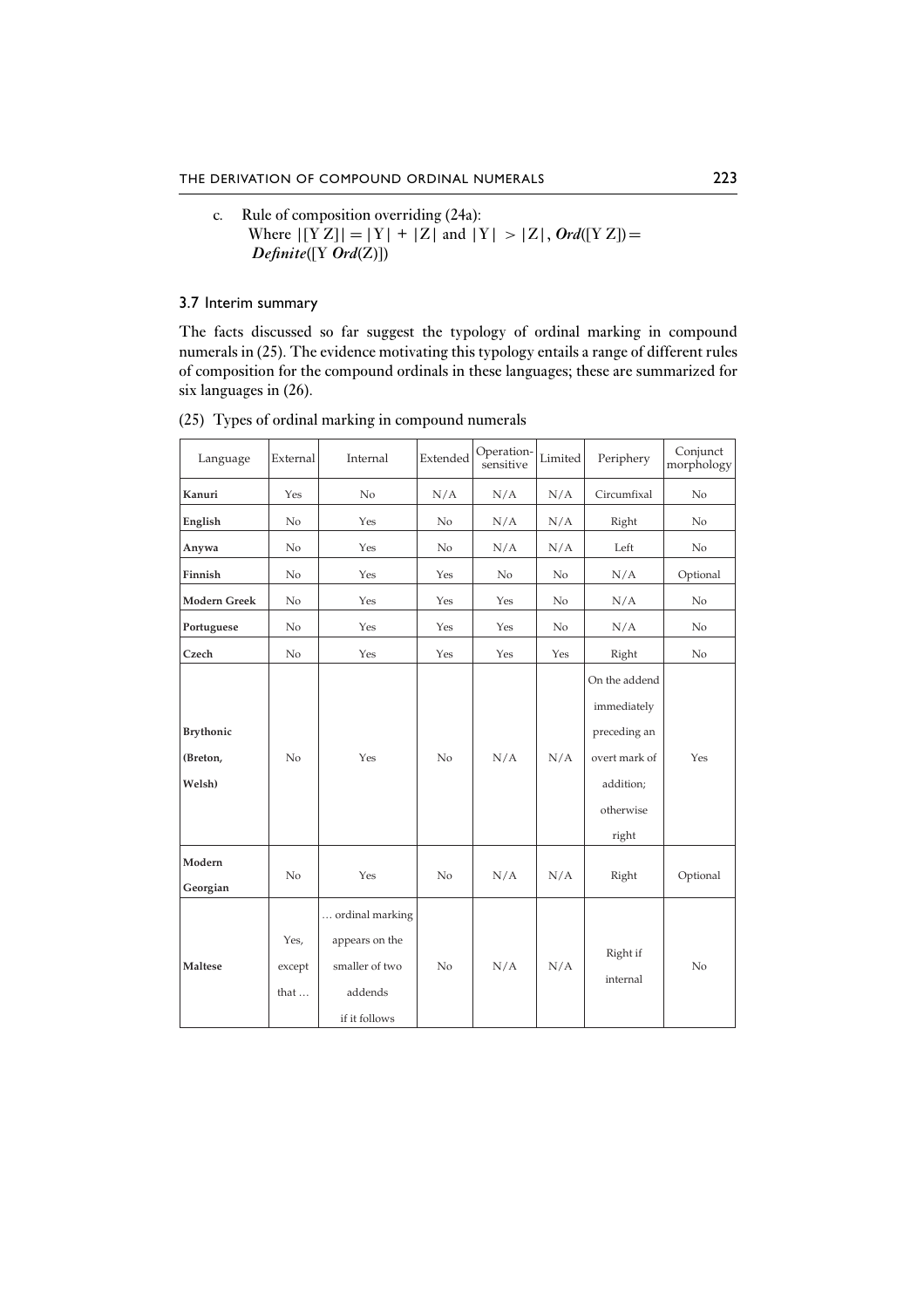c. Rule of composition overriding (24a):
   Where $|[\mathrm{Y}\ \mathrm{Z}]| = |\mathrm{Y}| + |\mathrm{Z}|$ and $|\mathrm{Y}| > |\mathrm{Z}|$, $\boldsymbol{Ord}([\mathrm{Y}\ \mathrm{Z}]) = \boldsymbol{Definite}([\mathrm{Y}\ \boldsymbol{Ord}(\mathrm{Z})])$

### 3.7 Interim summary

The facts discussed so far suggest the typology of ordinal marking in compound numerals in (25). The evidence motivating this typology entails a range of different rules of composition for the compound ordinals in these languages; these are summarized for six languages in (26).

(25) Types of ordinal marking in compound numerals

| Language | External | Internal | Extended | Operation-sensitive | Limited | Periphery | Conjunct morphology |
|---|---|---|---|---|---|---|---|
| **Kanuri** | Yes | No | N/A | N/A | N/A | Circumfixal | No |
| **English** | No | Yes | No | N/A | N/A | Right | No |
| **Anywa** | No | Yes | No | N/A | N/A | Left | No |
| **Finnish** | No | Yes | Yes | No | No | N/A | Optional |
| **Modern Greek** | No | Yes | Yes | Yes | No | N/A | No |
| **Portuguese** | No | Yes | Yes | Yes | No | N/A | No |
| **Czech** | No | Yes | Yes | Yes | Yes | Right | No |
| **Brythonic (Breton, Welsh)** | No | Yes | No | N/A | N/A | On the addend immediately preceding an overt mark of addition; otherwise right | Yes |
| **Modern Georgian** | No | Yes | No | N/A | N/A | Right | Optional |
| **Maltese** | Yes, except that … | … ordinal marking appears on the smaller of two addends if it follows | No | N/A | N/A | Right if internal | No |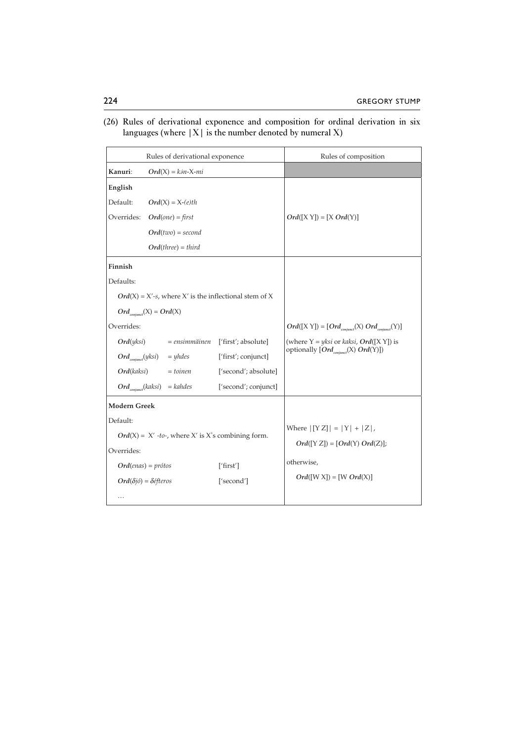(26) Rules of derivational exponence and composition for ordinal derivation in six languages (where |X| is the number denoted by numeral X)

| Rules of derivational exponence | | | Rules of composition |
|---|---|---|---|
| **Kanuri**: | ***Ord***(X) = *kə̀n*-X-*mì* | | |
| **English** | | | |
| Default: | ***Ord***(X) = X-*(e)th* | | |
| Overrides: | ***Ord***(*one*) = *first* | | ***Ord***([X Y]) = [X ***Ord***(Y)] |
| | ***Ord***(*two*) = *second* | | |
| | ***Ord***(*three*) = *third* | | |
| **Finnish** | | | |
| Defaults: | | | |
| ***Ord***(X) = X′-*s*, where X′ is the inflectional stem of X | | | |
| $\boldsymbol{Ord}_{conjunct}$(X) = ***Ord***(X) | | | |
| Overrides: | | | ***Ord***([X Y]) = [$\boldsymbol{Ord}_{conjunct}$(X) $\boldsymbol{Ord}_{conjunct}$(Y)] |
| ***Ord***(*yksi*) | = *ensimmäinen* | ['first'; absolute] | (where Y = *yksi* or *kaksi*, ***Ord***([X Y]) is optionally [$\boldsymbol{Ord}_{conjunct}$(X) ***Ord***(Y)]) |
| $\boldsymbol{Ord}_{conjunct}$(*yksi*) | = *yhdes* | ['first'; conjunct] | |
| ***Ord***(*kaksi*) | = *toinen* | ['second'; absolute] | |
| $\boldsymbol{Ord}_{conjunct}$(*kaksi*) | = *kahdes* | ['second'; conjunct] | |
| **Modern Greek** | | | |
| Default: | | | Where \|[Y Z]\| = \|Y\| + \|Z\|, |
| ***Ord***(X) = X′ -*to*-, where X′ is X's combining form. | | | ***Ord***([Y Z]) = [***Ord***(Y) ***Ord***(Z)]; |
| Overrides: | | | otherwise, |
| ***Ord***(*enas*) = *prótos* | | ['first'] | ***Ord***([W X]) = [W ***Ord***(X)] |
| ***Ord***(*δjó*) = *δéfteros* | | ['second'] | |
| … | | | |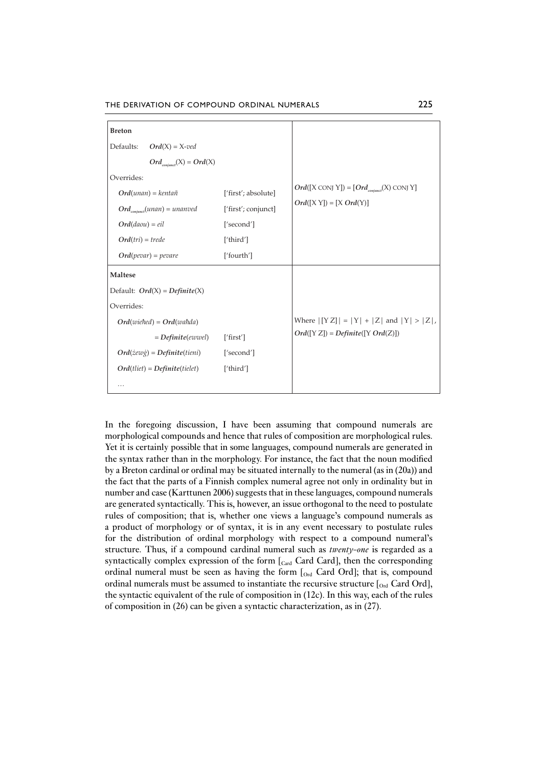| **Breton** | | |
|---|---|---|
| Defaults: ***Ord***(X) = X-*ved* | | |
| ***Ord***$_{conjunct}$(X) = ***Ord***(X) | | |
| Overrides: | | ***Ord***([X CONJ Y]) = [***Ord***$_{conjunct}$(X) CONJ Y] |
| ***Ord***(*unan*) = *kentañ* | ['first'; absolute] | ***Ord***([X Y]) = [X ***Ord***(Y)] |
| ***Ord***$_{conjunct}$(*unan*) = *unanved* | ['first'; conjunct] | |
| ***Ord***(*daou*) = *eil* | ['second'] | |
| ***Ord***(*tri*) = *trede* | ['third'] | |
| ***Ord***(*pevar*) = *pevare* | ['fourth'] | |
| **Maltese** | | |
| Default: ***Ord***(X) = ***Definite***(X) | | |
| Overrides: | | Where $\|[Y\ Z]\| = \|Y\| + \|Z\|$ and $\|Y\| > \|Z\|$, |
| ***Ord***(*wieħed*) = ***Ord***(*waħda*) | | ***Ord***([Y Z]) = ***Definite***([Y ***Ord***(Z)]) |
| = ***Definite***(*ewwel*) | ['first'] | |
| ***Ord***(*żewġ*) = ***Definite***(*tieni*) | ['second'] | |
| ***Ord***(*tliet*) = ***Definite***(*tielet*) | ['third'] | |
| … | | |

In the foregoing discussion, I have been assuming that compound numerals are morphological compounds and hence that rules of composition are morphological rules. Yet it is certainly possible that in some languages, compound numerals are generated in the syntax rather than in the morphology. For instance, the fact that the noun modified by a Breton cardinal or ordinal may be situated internally to the numeral (as in (20a)) and the fact that the parts of a Finnish complex numeral agree not only in ordinality but in number and case (Karttunen 2006) suggests that in these languages, compound numerals are generated syntactically. This is, however, an issue orthogonal to the need to postulate rules of composition; that is, whether one views a language's compound numerals as a product of morphology or of syntax, it is in any event necessary to postulate rules for the distribution of ordinal morphology with respect to a compound numeral's structure. Thus, if a compound cardinal numeral such as *twenty-one* is regarded as a syntactically complex expression of the form [$_{\text{Card}}$ Card Card], then the corresponding ordinal numeral must be seen as having the form [$_{\text{Ord}}$ Card Ord]; that is, compound ordinal numerals must be assumed to instantiate the recursive structure [$_{\text{Ord}}$ Card Ord], the syntactic equivalent of the rule of composition in (12c). In this way, each of the rules of composition in (26) can be given a syntactic characterization, as in (27).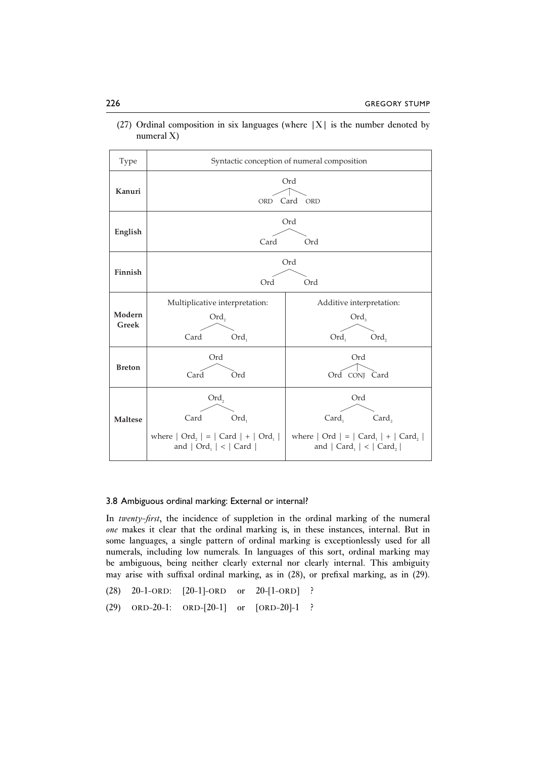(27) Ordinal composition in six languages (where |X| is the number denoted by numeral X)

| Type | Syntactic conception of numeral composition | |
|---|---|---|
| **Kanuri** | Ord → ORD Card ORD | |
| **English** | Ord → Card Ord | |
| **Finnish** | Ord → Ord Ord | |
| **Modern Greek** | Multiplicative interpretation: $Ord_2$ → Card $Ord_1$ | Additive interpretation: $Ord_3$ → $Ord_1$ $Ord_2$ |
| **Breton** | Ord → Card Ord | Ord → Ord CONJ Card |
| **Maltese** | $Ord_2$ → Card $Ord_1$ where $\| Ord_2 \| = \| Card \| + \| Ord_1 \|$ and $\| Ord_1 \| < \| Card \|$ | Ord → $Card_1$ $Card_2$ where $\| Ord \| = \| Card_1 \| + \| Card_2 \|$ and $\| Card_1 \| < \| Card_2 \|$ |

### 3.8 Ambiguous ordinal marking: External or internal?

In *twenty-first*, the incidence of suppletion in the ordinal marking of the numeral *one* makes it clear that the ordinal marking is, in these instances, internal. But in some languages, a single pattern of ordinal marking is exceptionlessly used for all numerals, including low numerals. In languages of this sort, ordinal marking may be ambiguous, being neither clearly external nor clearly internal. This ambiguity may arise with suffixal ordinal marking, as in (28), or prefixal marking, as in (29).

(28) 20-1-ORD: [20-1]-ORD or 20-[1-ORD] ?

(29) ORD-20-1: ORD-[20-1] or [ORD-20]-1 ?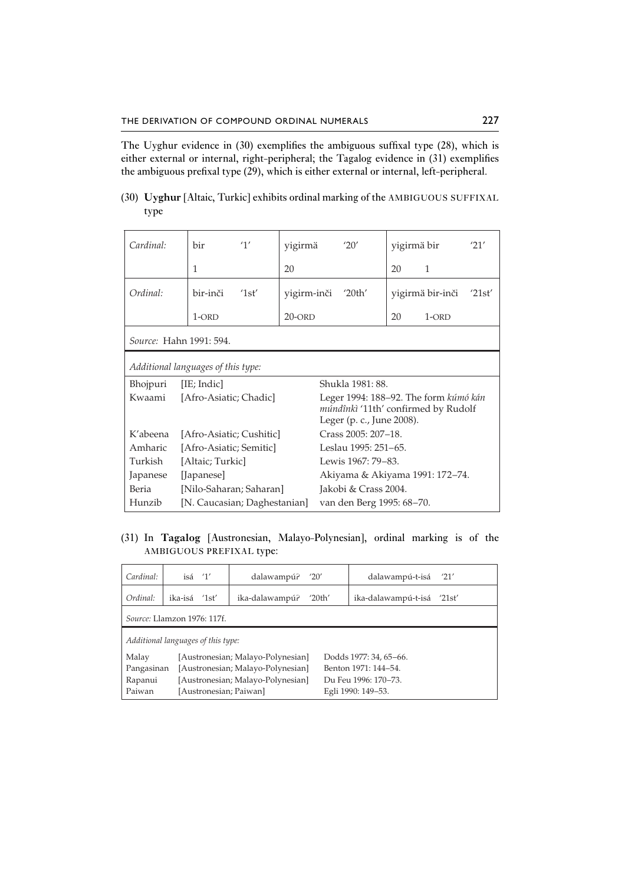The Uyghur evidence in (30) exemplifies the ambiguous suffixal type (28), which is either external or internal, right-peripheral; the Tagalog evidence in (31) exemplifies the ambiguous prefixal type (29), which is either external or internal, left-peripheral.

(30) **Uyghur** [Altaic, Turkic] exhibits ordinal marking of the AMBIGUOUS SUFFIXAL type

| *Cardinal:* | bir | '1' | yigirmä | '20' | yigirmä bir | '21' |
|---|---|---|---|---|---|---|
| | 1 | | 20 | | 20 1 | |
| *Ordinal:* | bir-inči | '1st' | yigirm-inči | '20th' | yigirmä bir-inči | '21st' |
| | 1-ORD | | 20-ORD | | 20 1-ORD | |

*Source:* Hahn 1991: 594.

*Additional languages of this type:*

| | | |
|---|---|---|
| Bhojpuri | [IE; Indic] | Shukla 1981: 88. |
| Kwaami | [Afro-Asiatic; Chadic] | Leger 1994: 188–92. The form *kúmó kán múndìnkì* '11th' confirmed by Rudolf Leger (p. c., June 2008). |
| K'abeena | [Afro-Asiatic; Cushitic] | Crass 2005: 207–18. |
| Amharic | [Afro-Asiatic; Semitic] | Leslau 1995: 251–65. |
| Turkish | [Altaic; Turkic] | Lewis 1967: 79–83. |
| Japanese | [Japanese] | Akiyama & Akiyama 1991: 172–74. |
| Beria | [Nilo-Saharan; Saharan] | Jakobi & Crass 2004. |
| Hunzib | [N. Caucasian; Daghestanian] | van den Berg 1995: 68–70. |

(31) In **Tagalog** [Austronesian, Malayo-Polynesian], ordinal marking is of the AMBIGUOUS PREFIXAL type:

| *Cardinal:* | isá '1' | dalawampúʔ '20' | dalawampú-t-isá '21' |
|---|---|---|---|
| *Ordinal:* | ika-isá '1st' | ika-dalawampúʔ '20th' | ika-dalawampú-t-isá '21st' |

*Source:* Llamzon 1976: 117f.

*Additional languages of this type:*

| | | |
|---|---|---|
| Malay | [Austronesian; Malayo-Polynesian] | Dodds 1977: 34, 65–66. |
| Pangasinan | [Austronesian; Malayo-Polynesian] | Benton 1971: 144–54. |
| Rapanui | [Austronesian; Malayo-Polynesian] | Du Feu 1996: 170–73. |
| Paiwan | [Austronesian; Paiwan] | Egli 1990: 149–53. |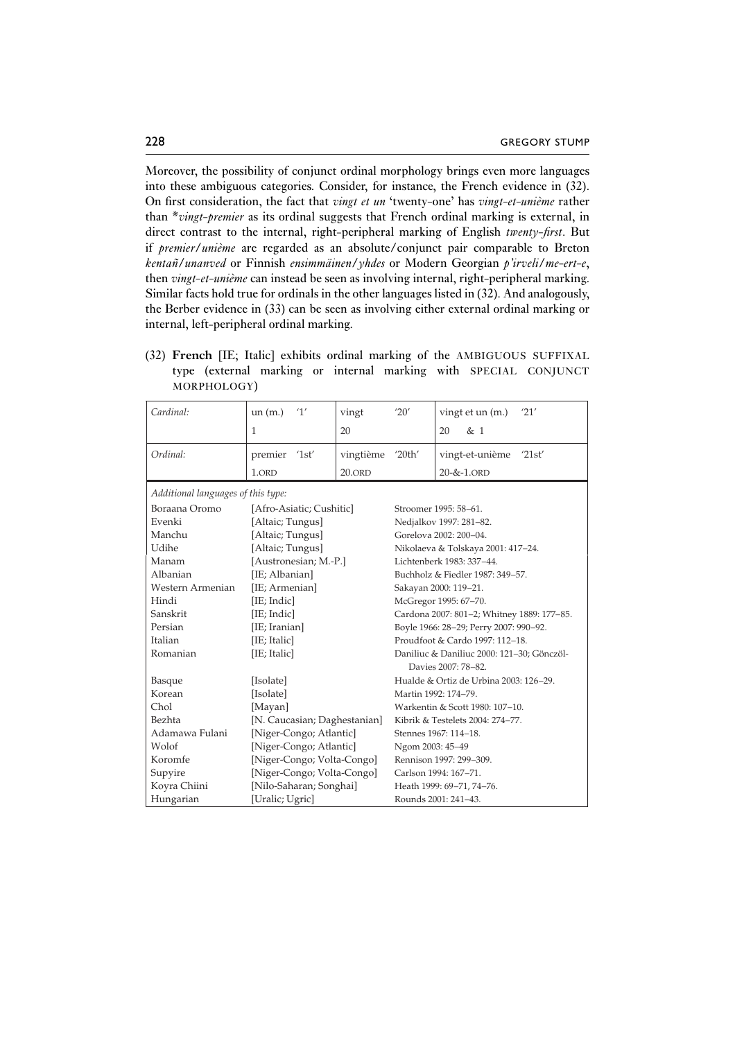Moreover, the possibility of conjunct ordinal morphology brings even more languages into these ambiguous categories. Consider, for instance, the French evidence in (32). On first consideration, the fact that *vingt et un* 'twenty-one' has *vingt-et-unième* rather than *\*vingt-premier* as its ordinal suggests that French ordinal marking is external, in direct contrast to the internal, right-peripheral marking of English *twenty-first*. But if *premier/unième* are regarded as an absolute/conjunct pair comparable to Breton *kentañ/unanved* or Finnish *ensimmäinen/yhdes* or Modern Georgian *p'irveli/me-ert-e*, then *vingt-et-unième* can instead be seen as involving internal, right-peripheral marking. Similar facts hold true for ordinals in the other languages listed in (32). And analogously, the Berber evidence in (33) can be seen as involving either external ordinal marking or internal, left-peripheral ordinal marking.

(32) **French** [IE; Italic] exhibits ordinal marking of the AMBIGUOUS SUFFIXAL type (external marking or internal marking with SPECIAL CONJUNCT MORPHOLOGY)

| *Cardinal:* | un (m.) '1'<br>1 | vingt '20'<br>20 | vingt et un (m.) '21'<br>20 & 1 |
|---|---|---|---|
| *Ordinal:* | premier '1st'<br>1.ORD | vingtième '20th'<br>20.ORD | vingt-et-unième '21st'<br>20-&-1.ORD |

*Additional languages of this type:*

| Language | Affiliation | Source |
|---|---|---|
| Boraana Oromo | [Afro-Asiatic; Cushitic] | Stroomer 1995: 58–61. |
| Evenki | [Altaic; Tungus] | Nedjalkov 1997: 281–82. |
| Manchu | [Altaic; Tungus] | Gorelova 2002: 200–04. |
| Udihe | [Altaic; Tungus] | Nikolaeva & Tolskaya 2001: 417–24. |
| Manam | [Austronesian; M.-P.] | Lichtenberk 1983: 337–44. |
| Albanian | [IE; Albanian] | Buchholz & Fiedler 1987: 349–57. |
| Western Armenian | [IE; Armenian] | Sakayan 2000: 119–21. |
| Hindi | [IE; Indic] | McGregor 1995: 67–70. |
| Sanskrit | [IE; Indic] | Cardona 2007: 801–2; Whitney 1889: 177–85. |
| Persian | [IE; Iranian] | Boyle 1966: 28–29; Perry 2007: 990–92. |
| Italian | [IE; Italic] | Proudfoot & Cardo 1997: 112–18. |
| Romanian | [IE; Italic] | Daniliuc & Daniliuc 2000: 121–30; Gönczöl-Davies 2007: 78–82. |
| Basque | [Isolate] | Hualde & Ortiz de Urbina 2003: 126–29. |
| Korean | [Isolate] | Martin 1992: 174–79. |
| Chol | [Mayan] | Warkentin & Scott 1980: 107–10. |
| Bezhta | [N. Caucasian; Daghestanian] | Kibrik & Testelets 2004: 274–77. |
| Adamawa Fulani | [Niger-Congo; Atlantic] | Stennes 1967: 114–18. |
| Wolof | [Niger-Congo; Atlantic] | Ngom 2003: 45–49 |
| Koromfe | [Niger-Congo; Volta-Congo] | Rennison 1997: 299–309. |
| Supyire | [Niger-Congo; Volta-Congo] | Carlson 1994: 167–71. |
| Koyra Chiini | [Nilo-Saharan; Songhai] | Heath 1999: 69–71, 74–76. |
| Hungarian | [Uralic; Ugric] | Rounds 2001: 241–43. |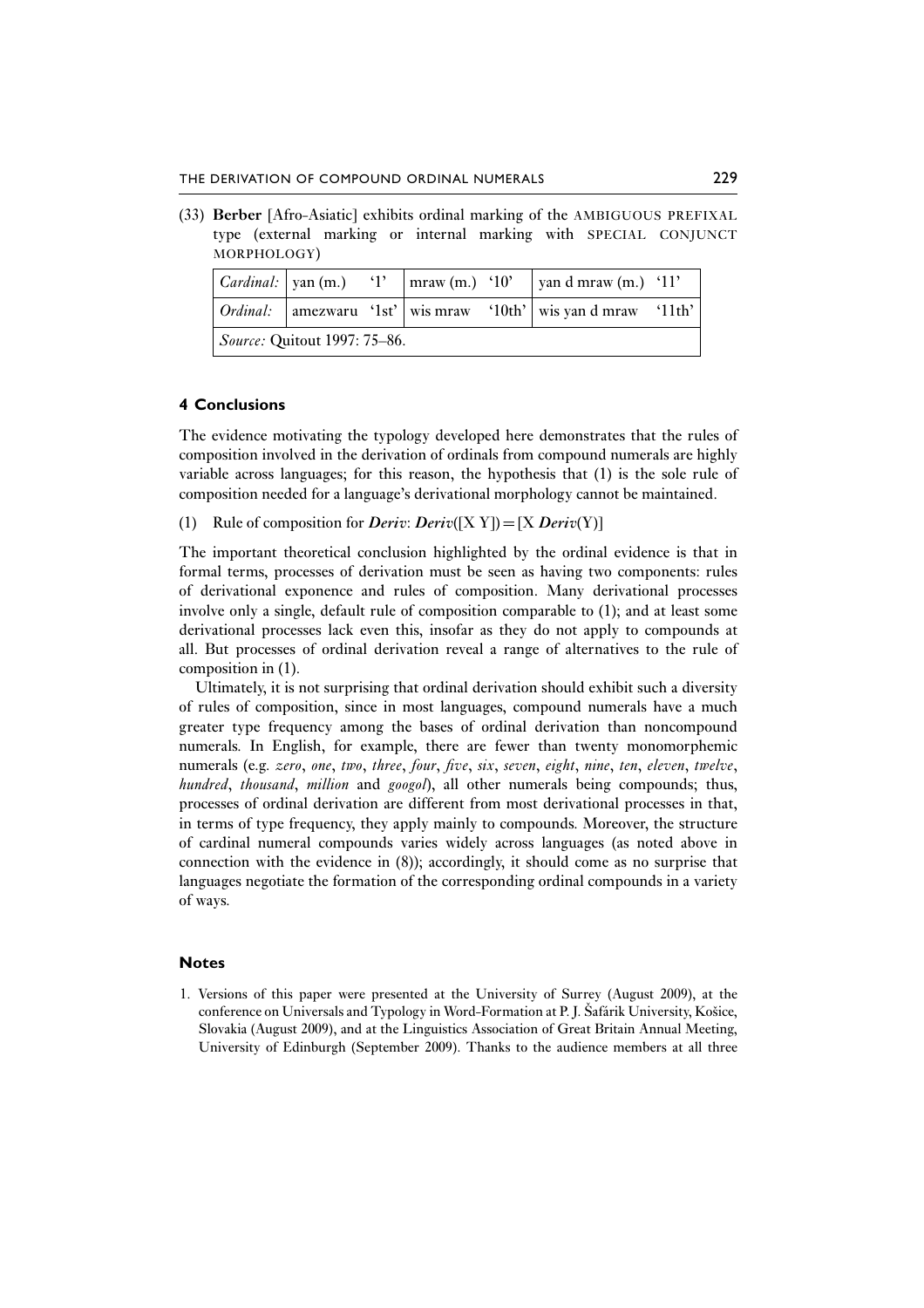(33) **Berber** [Afro-Asiatic] exhibits ordinal marking of the AMBIGUOUS PREFIXAL type (external marking or internal marking with SPECIAL CONJUNCT MORPHOLOGY)

| | | | | | | |
|---|---|---|---|---|---|---|
| *Cardinal:* | yan (m.) | '1' | mraw (m.) | '10' | yan d mraw (m.) | '11' |
| *Ordinal:* | amezwaru | '1st' | wis mraw | '10th' | wis yan d mraw | '11th' |
| *Source:* Quitout 1997: 75–86. | | | | | | |

## 4 Conclusions

The evidence motivating the typology developed here demonstrates that the rules of composition involved in the derivation of ordinals from compound numerals are highly variable across languages; for this reason, the hypothesis that (1) is the sole rule of composition needed for a language's derivational morphology cannot be maintained.

(1) Rule of composition for ***Deriv***: ***Deriv***([X Y]) = [X ***Deriv***(Y)]

The important theoretical conclusion highlighted by the ordinal evidence is that in formal terms, processes of derivation must be seen as having two components: rules of derivational exponence and rules of composition. Many derivational processes involve only a single, default rule of composition comparable to (1); and at least some derivational processes lack even this, insofar as they do not apply to compounds at all. But processes of ordinal derivation reveal a range of alternatives to the rule of composition in (1).

Ultimately, it is not surprising that ordinal derivation should exhibit such a diversity of rules of composition, since in most languages, compound numerals have a much greater type frequency among the bases of ordinal derivation than noncompound numerals. In English, for example, there are fewer than twenty monomorphemic numerals (e.g. *zero*, *one*, *two*, *three*, *four*, *five*, *six*, *seven*, *eight*, *nine*, *ten*, *eleven*, *twelve*, *hundred*, *thousand*, *million* and *googol*), all other numerals being compounds; thus, processes of ordinal derivation are different from most derivational processes in that, in terms of type frequency, they apply mainly to compounds. Moreover, the structure of cardinal numeral compounds varies widely across languages (as noted above in connection with the evidence in (8)); accordingly, it should come as no surprise that languages negotiate the formation of the corresponding ordinal compounds in a variety of ways.

## Notes

1. Versions of this paper were presented at the University of Surrey (August 2009), at the conference on Universals and Typology in Word-Formation at P. J. Šafárik University, Košice, Slovakia (August 2009), and at the Linguistics Association of Great Britain Annual Meeting, University of Edinburgh (September 2009). Thanks to the audience members at all three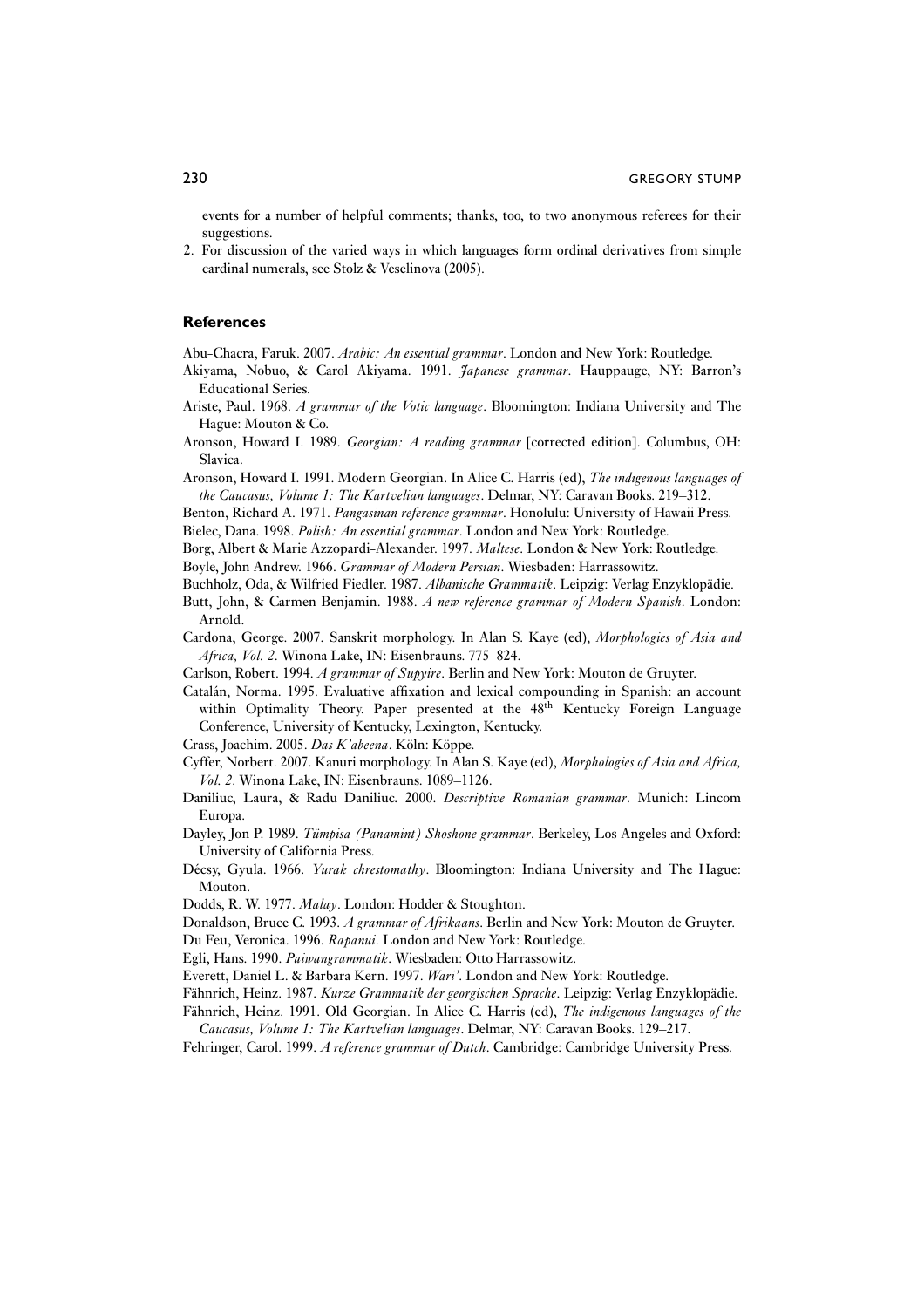events for a number of helpful comments; thanks, too, to two anonymous referees for their suggestions.

2. For discussion of the varied ways in which languages form ordinal derivatives from simple cardinal numerals, see Stolz & Veselinova (2005).

## References

Abu-Chacra, Faruk. 2007. *Arabic: An essential grammar*. London and New York: Routledge.

Akiyama, Nobuo, & Carol Akiyama. 1991. *Japanese grammar*. Hauppauge, NY: Barron's Educational Series.

Ariste, Paul. 1968. *A grammar of the Votic language*. Bloomington: Indiana University and The Hague: Mouton & Co.

Aronson, Howard I. 1989. *Georgian: A reading grammar* [corrected edition]. Columbus, OH: Slavica.

Aronson, Howard I. 1991. Modern Georgian. In Alice C. Harris (ed), *The indigenous languages of the Caucasus, Volume 1: The Kartvelian languages*. Delmar, NY: Caravan Books. 219–312.

Benton, Richard A. 1971. *Pangasinan reference grammar*. Honolulu: University of Hawaii Press.

Bielec, Dana. 1998. *Polish: An essential grammar*. London and New York: Routledge.

Borg, Albert & Marie Azzopardi-Alexander. 1997. *Maltese*. London & New York: Routledge.

Boyle, John Andrew. 1966. *Grammar of Modern Persian*. Wiesbaden: Harrassowitz.

Buchholz, Oda, & Wilfried Fiedler. 1987. *Albanische Grammatik*. Leipzig: Verlag Enzyklopädie.

Butt, John, & Carmen Benjamin. 1988. *A new reference grammar of Modern Spanish*. London: Arnold.

Cardona, George. 2007. Sanskrit morphology. In Alan S. Kaye (ed), *Morphologies of Asia and Africa, Vol. 2*. Winona Lake, IN: Eisenbrauns. 775–824.

Carlson, Robert. 1994. *A grammar of Supyire*. Berlin and New York: Mouton de Gruyter.

Catalán, Norma. 1995. Evaluative affixation and lexical compounding in Spanish: an account within Optimality Theory. Paper presented at the 48th Kentucky Foreign Language Conference, University of Kentucky, Lexington, Kentucky.

Crass, Joachim. 2005. *Das K'abeena*. Köln: Köppe.

Cyffer, Norbert. 2007. Kanuri morphology. In Alan S. Kaye (ed), *Morphologies of Asia and Africa, Vol. 2*. Winona Lake, IN: Eisenbrauns. 1089–1126.

Daniliuc, Laura, & Radu Daniliuc. 2000. *Descriptive Romanian grammar*. Munich: Lincom Europa.

Dayley, Jon P. 1989. *Tümpisa (Panamint) Shoshone grammar*. Berkeley, Los Angeles and Oxford: University of California Press.

Décsy, Gyula. 1966. *Yurak chrestomathy*. Bloomington: Indiana University and The Hague: Mouton.

Dodds, R. W. 1977. *Malay*. London: Hodder & Stoughton.

Donaldson, Bruce C. 1993. *A grammar of Afrikaans*. Berlin and New York: Mouton de Gruyter.

Du Feu, Veronica. 1996. *Rapanui*. London and New York: Routledge.

Egli, Hans. 1990. *Paiwangrammatik*. Wiesbaden: Otto Harrassowitz.

Everett, Daniel L. & Barbara Kern. 1997. *Wari'*. London and New York: Routledge.

Fähnrich, Heinz. 1987. *Kurze Grammatik der georgischen Sprache*. Leipzig: Verlag Enzyklopädie.

Fähnrich, Heinz. 1991. Old Georgian. In Alice C. Harris (ed), *The indigenous languages of the Caucasus, Volume 1: The Kartvelian languages*. Delmar, NY: Caravan Books. 129–217.

Fehringer, Carol. 1999. *A reference grammar of Dutch*. Cambridge: Cambridge University Press.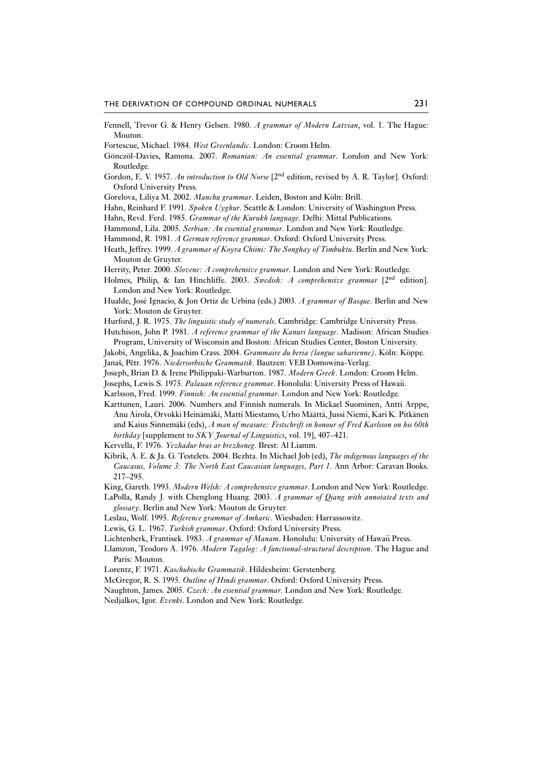Fennell, Trevor G. & Henry Gelsen. 1980. *A grammar of Modern Latvian*, vol. 1. The Hague: Mouton.

Fortescue, Michael. 1984. *West Greenlandic*. London: Croom Helm.

Gönczöl-Davies, Ramona. 2007. *Romanian: An essential grammar*. London and New York: Routledge.

Gordon, E. V. 1957. *An introduction to Old Norse* [2nd edition, revised by A. R. Taylor]. Oxford: Oxford University Press.

Gorelova, Liliya M. 2002. *Manchu grammar*. Leiden, Boston and Köln: Brill.

Hahn, Reinhard F. 1991. *Spoken Uyghur*. Seattle & London: University of Washington Press.

Hahn, Revd. Ferd. 1985. *Grammar of the Kurukh language*. Delhi: Mittal Publications.

Hammond, Lila. 2005. *Serbian: An essential grammar*. London and New York: Routledge.

Hammond, R. 1981. *A German reference grammar*. Oxford: Oxford University Press.

Heath, Jeffrey. 1999. *A grammar of Koyra Chiini: The Songhay of Timbuktu*. Berlin and New York: Mouton de Gruyter.

Herrity, Peter. 2000. *Slovene: A comprehensive grammar*. London and New York: Routledge.

Holmes, Philip, & Ian Hinchliffe. 2003. *Swedish: A comprehensive grammar* [2nd edition]. London and New York: Routledge.

Hualde, José Ignacio, & Jon Ortiz de Urbina (eds.) 2003. *A grammar of Basque*. Berlin and New York: Mouton de Gruyter.

Hurford, J. R. 1975. *The linguistic study of numerals*. Cambridge: Cambridge University Press.

Hutchison, John P. 1981. *A reference grammar of the Kanuri language*. Madison: African Studies Program, University of Wisconsin and Boston: African Studies Center, Boston University.

Jakobi, Angelika, & Joachim Crass. 2004. *Grammaire du beria (langue saharienne)*. Köln: Köppe.

Janaš, Pětr. 1976. *Niedersorbische Grammatik*. Bautzen: VEB Domowina-Verlag.

Joseph, Brian D. & Irene Philippaki-Warburton. 1987. *Modern Greek*. London: Croom Helm.

Josephs, Lewis S. 1975. *Palauan reference grammar*. Honolulu: University Press of Hawaii.

Karlsson, Fred. 1999. *Finnish: An essential grammar*. London and New York: Routledge.

Karttunen, Lauri. 2006. Numbers and Finnish numerals. In Mickael Suominen, Antti Arppe, Anu Airola, Orvokki Heinämäki, Matti Miestamo, Urho Määttä, Jussi Niemi, Kari K. Pitkänen and Kaius Sinnemäki (eds), *A man of measure: Festschrift in honour of Fred Karlsson on his 60th birthday* [supplement to *SKY Journal of Linguistics*, vol. 19], 407–421.

Kervella, F. 1976. *Yezhadur bras ar brezhoneg*. Brest: Al Liamm.

Kibrik, A. E. & Ja. G. Testelets. 2004. Bezhta. In Michael Job (ed), *The indigenous languages of the Caucasus, Volume 3: The North East Caucasian languages, Part 1*. Ann Arbor: Caravan Books. 217–295.

King, Gareth. 1993. *Modern Welsh: A comprehensive grammar*. London and New York: Routledge.

LaPolla, Randy J. with Chenglong Huang. 2003. *A grammar of Qiang with annotated texts and glossary*. Berlin and New York: Mouton de Gruyter.

Leslau, Wolf. 1995. *Reference grammar of Amharic*. Wiesbaden: Harrassowitz.

Lewis, G. L. 1967. *Turkish grammar*. Oxford: Oxford University Press.

Lichtenberk, Frantisek. 1983. *A grammar of Manam*. Honolulu: University of Hawaii Press.

Llamzon, Teodoro A. 1976. *Modern Tagalog: A functional-structural description*. The Hague and Paris: Mouton.

Lorentz, F. 1971. *Kaschubische Grammatik*. Hildesheim: Gerstenberg.

McGregor, R. S. 1995. *Outline of Hindi grammar*. Oxford: Oxford University Press.

Naughton, James. 2005. *Czech: An essential grammar*. London and New York: Routledge.

Nedjalkov, Igor. *Evenki*. London and New York: Routledge.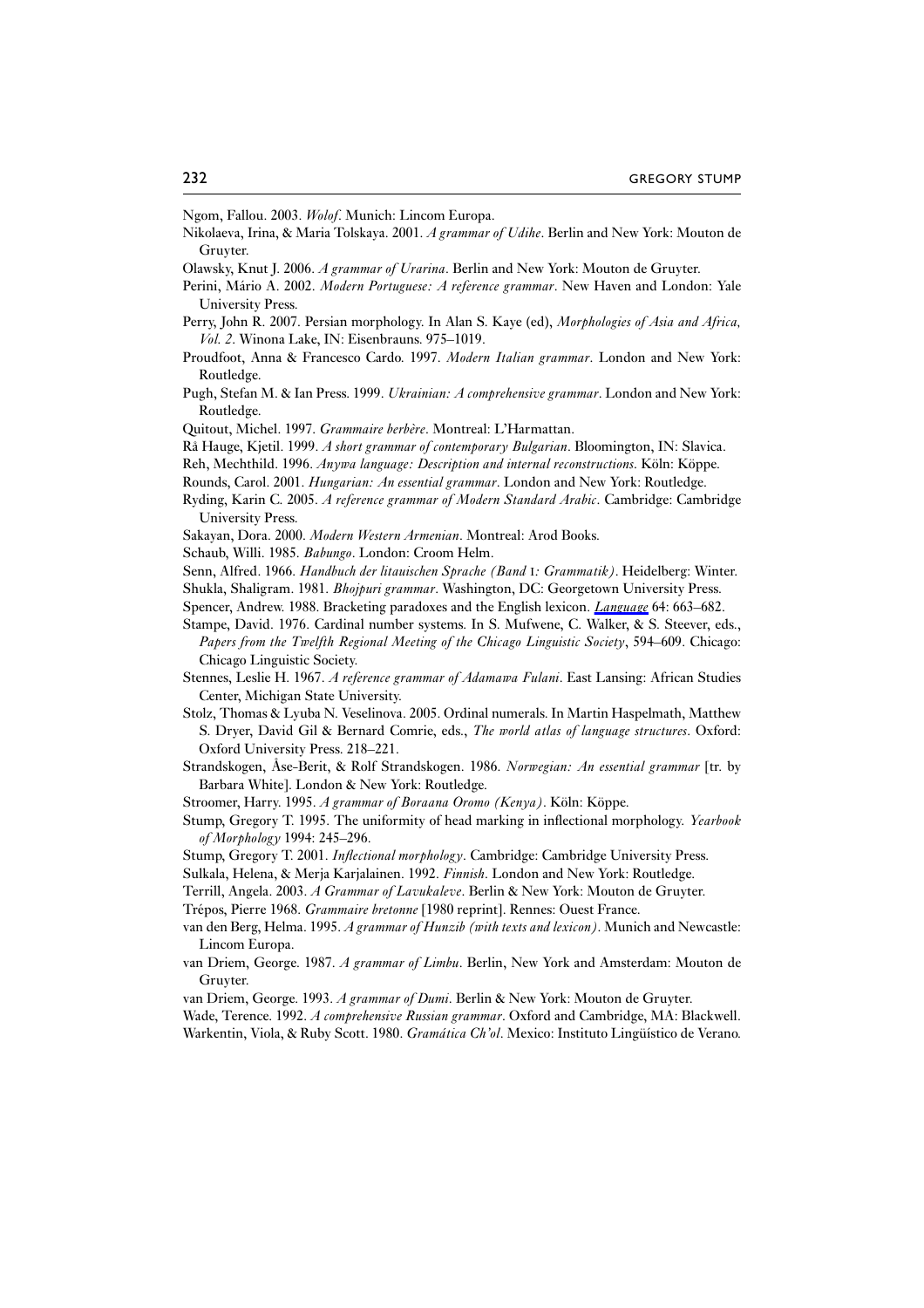Ngom, Fallou. 2003. *Wolof*. Munich: Lincom Europa.

Nikolaeva, Irina, & Maria Tolskaya. 2001. *A grammar of Udihe*. Berlin and New York: Mouton de Gruyter.

Olawsky, Knut J. 2006. *A grammar of Urarina*. Berlin and New York: Mouton de Gruyter.

Perini, Mário A. 2002. *Modern Portuguese: A reference grammar*. New Haven and London: Yale University Press.

Perry, John R. 2007. Persian morphology. In Alan S. Kaye (ed), *Morphologies of Asia and Africa, Vol. 2*. Winona Lake, IN: Eisenbrauns. 975–1019.

Proudfoot, Anna & Francesco Cardo. 1997. *Modern Italian grammar*. London and New York: Routledge.

Pugh, Stefan M. & Ian Press. 1999. *Ukrainian: A comprehensive grammar*. London and New York: Routledge.

Quitout, Michel. 1997. *Grammaire berbère*. Montreal: L'Harmattan.

Rå Hauge, Kjetil. 1999. *A short grammar of contemporary Bulgarian*. Bloomington, IN: Slavica.

Reh, Mechthild. 1996. *Anywa language: Description and internal reconstructions*. Köln: Köppe.

Rounds, Carol. 2001. *Hungarian: An essential grammar*. London and New York: Routledge.

Ryding, Karin C. 2005. *A reference grammar of Modern Standard Arabic*. Cambridge: Cambridge University Press.

Sakayan, Dora. 2000. *Modern Western Armenian*. Montreal: Arod Books.

Schaub, Willi. 1985. *Babungo*. London: Croom Helm.

Senn, Alfred. 1966. *Handbuch der litauischen Sprache (Band* I*: Grammatik)*. Heidelberg: Winter.

Shukla, Shaligram. 1981. *Bhojpuri grammar*. Washington, DC: Georgetown University Press.

Spencer, Andrew. 1988. Bracketing paradoxes and the English lexicon. *Language* 64: 663–682.

Stampe, David. 1976. Cardinal number systems. In S. Mufwene, C. Walker, & S. Steever, eds., *Papers from the Twelfth Regional Meeting of the Chicago Linguistic Society*, 594–609. Chicago: Chicago Linguistic Society.

Stennes, Leslie H. 1967. *A reference grammar of Adamawa Fulani*. East Lansing: African Studies Center, Michigan State University.

Stolz, Thomas & Lyuba N. Veselinova. 2005. Ordinal numerals. In Martin Haspelmath, Matthew S. Dryer, David Gil & Bernard Comrie, eds., *The world atlas of language structures*. Oxford: Oxford University Press. 218–221.

Strandskogen, Åse-Berit, & Rolf Strandskogen. 1986. *Norwegian: An essential grammar* [tr. by Barbara White]. London & New York: Routledge.

Stroomer, Harry. 1995. *A grammar of Boraana Oromo (Kenya)*. Köln: Köppe.

Stump, Gregory T. 1995. The uniformity of head marking in inflectional morphology. *Yearbook of Morphology* 1994: 245–296.

Stump, Gregory T. 2001. *Inflectional morphology*. Cambridge: Cambridge University Press.

Sulkala, Helena, & Merja Karjalainen. 1992. *Finnish*. London and New York: Routledge.

Terrill, Angela. 2003. *A Grammar of Lavukaleve*. Berlin & New York: Mouton de Gruyter.

Trépos, Pierre 1968. *Grammaire bretonne* [1980 reprint]. Rennes: Ouest France.

van den Berg, Helma. 1995. *A grammar of Hunzib (with texts and lexicon)*. Munich and Newcastle: Lincom Europa.

van Driem, George. 1987. *A grammar of Limbu*. Berlin, New York and Amsterdam: Mouton de Gruyter.

van Driem, George. 1993. *A grammar of Dumi*. Berlin & New York: Mouton de Gruyter.

Wade, Terence. 1992. *A comprehensive Russian grammar*. Oxford and Cambridge, MA: Blackwell.

Warkentin, Viola, & Ruby Scott. 1980. *Gramática Ch'ol*. Mexico: Instituto Lingüístico de Verano.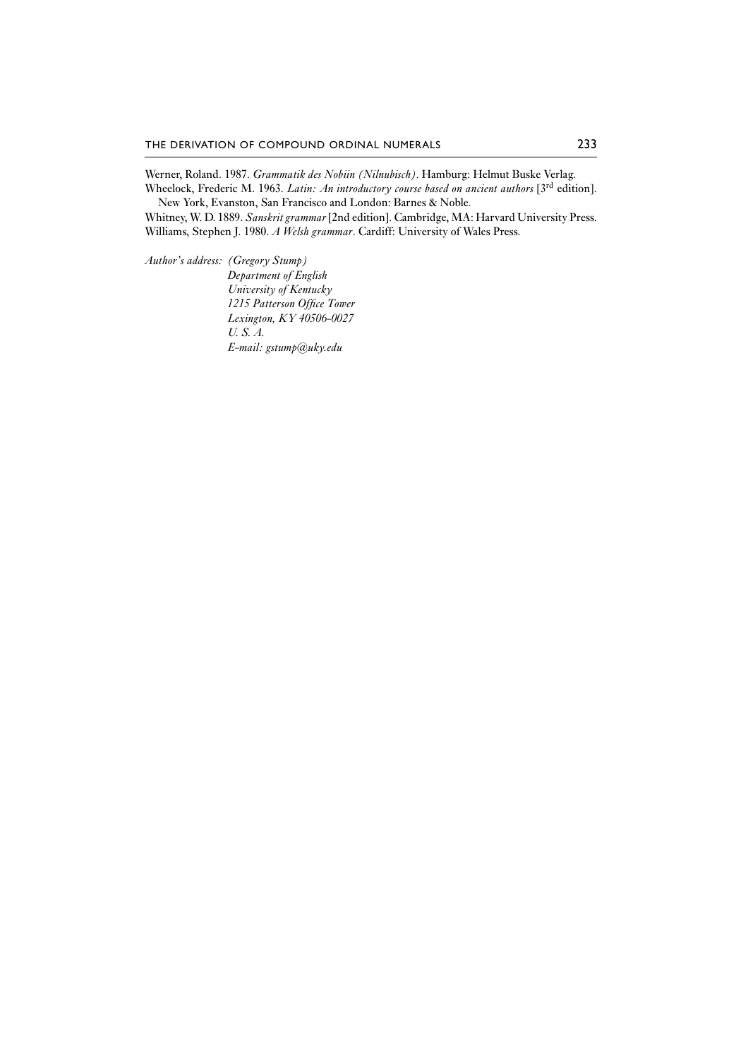Werner, Roland. 1987. *Grammatik des Nobiin (Nilnubisch)*. Hamburg: Helmut Buske Verlag.

Wheelock, Frederic M. 1963. *Latin: An introductory course based on ancient authors* [3rd edition]. New York, Evanston, San Francisco and London: Barnes & Noble.

Whitney, W. D. 1889. *Sanskrit grammar* [2nd edition]. Cambridge, MA: Harvard University Press.

Williams, Stephen J. 1980. *A Welsh grammar*. Cardiff: University of Wales Press.

*Author's address:* *(Gregory Stump)*
*Department of English*
*University of Kentucky*
*1215 Patterson Office Tower*
*Lexington, KY 40506-0027*
*U. S. A.*
*E-mail: gstump@uky.edu*